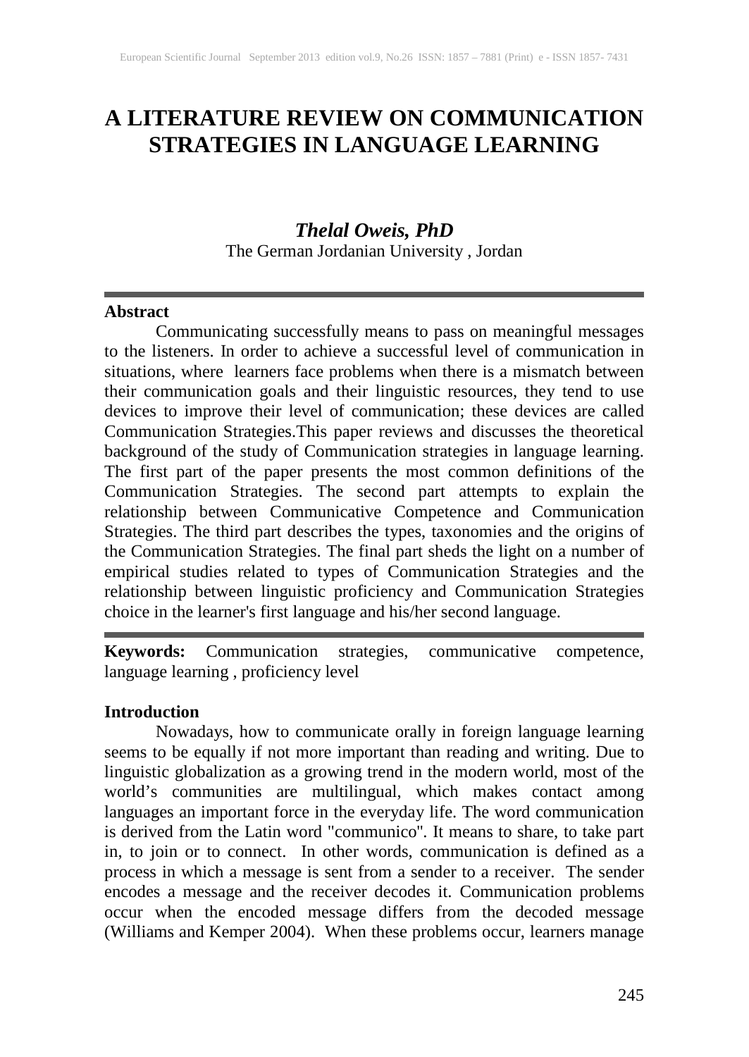# A LITERATURE REVIEW ON COMMUNICATION STRATEGIES IN LANGUAGE LEARNING

***Thelal Oweis, PhD***

The German Jordanian University , Jordan

## Abstract

Communicating successfully means to pass on meaningful messages to the listeners. In order to achieve a successful level of communication in situations, where learners face problems when there is a mismatch between their communication goals and their linguistic resources, they tend to use devices to improve their level of communication; these devices are called Communication Strategies.This paper reviews and discusses the theoretical background of the study of Communication strategies in language learning. The first part of the paper presents the most common definitions of the Communication Strategies. The second part attempts to explain the relationship between Communicative Competence and Communication Strategies. The third part describes the types, taxonomies and the origins of the Communication Strategies. The final part sheds the light on a number of empirical studies related to types of Communication Strategies and the relationship between linguistic proficiency and Communication Strategies choice in the learner's first language and his/her second language.

**Keywords:** Communication strategies, communicative competence, language learning , proficiency level

## Introduction

Nowadays, how to communicate orally in foreign language learning seems to be equally if not more important than reading and writing. Due to linguistic globalization as a growing trend in the modern world, most of the world's communities are multilingual, which makes contact among languages an important force in the everyday life. The word communication is derived from the Latin word "communico". It means to share, to take part in, to join or to connect. In other words, communication is defined as a process in which a message is sent from a sender to a receiver. The sender encodes a message and the receiver decodes it. Communication problems occur when the encoded message differs from the decoded message (Williams and Kemper 2004). When these problems occur, learners manage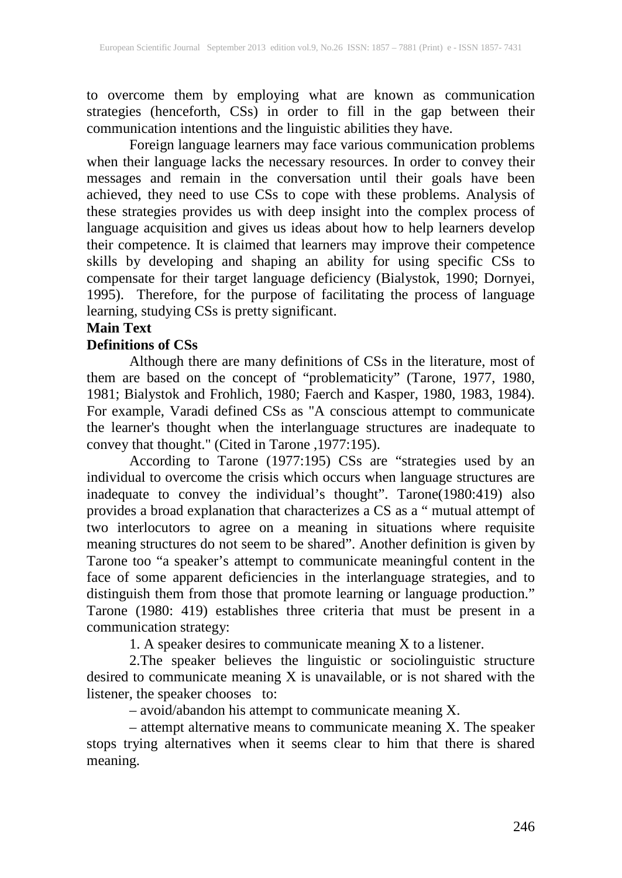to overcome them by employing what are known as communication strategies (henceforth, CSs) in order to fill in the gap between their communication intentions and the linguistic abilities they have.

Foreign language learners may face various communication problems when their language lacks the necessary resources. In order to convey their messages and remain in the conversation until their goals have been achieved, they need to use CSs to cope with these problems. Analysis of these strategies provides us with deep insight into the complex process of language acquisition and gives us ideas about how to help learners develop their competence. It is claimed that learners may improve their competence skills by developing and shaping an ability for using specific CSs to compensate for their target language deficiency (Bialystok, 1990; Dornyei, 1995). Therefore, for the purpose of facilitating the process of language learning, studying CSs is pretty significant.

## Main Text

### Definitions of CSs

Although there are many definitions of CSs in the literature, most of them are based on the concept of "problematicity" (Tarone, 1977, 1980, 1981; Bialystok and Frohlich, 1980; Faerch and Kasper, 1980, 1983, 1984). For example, Varadi defined CSs as "A conscious attempt to communicate the learner's thought when the interlanguage structures are inadequate to convey that thought." (Cited in Tarone ,1977:195).

According to Tarone (1977:195) CSs are "strategies used by an individual to overcome the crisis which occurs when language structures are inadequate to convey the individual's thought". Tarone(1980:419) also provides a broad explanation that characterizes a CS as a " mutual attempt of two interlocutors to agree on a meaning in situations where requisite meaning structures do not seem to be shared". Another definition is given by Tarone too "a speaker's attempt to communicate meaningful content in the face of some apparent deficiencies in the interlanguage strategies, and to distinguish them from those that promote learning or language production." Tarone (1980: 419) establishes three criteria that must be present in a communication strategy:

1. A speaker desires to communicate meaning X to a listener.

2.The speaker believes the linguistic or sociolinguistic structure desired to communicate meaning X is unavailable, or is not shared with the listener, the speaker chooses to:

– avoid/abandon his attempt to communicate meaning X.

– attempt alternative means to communicate meaning X. The speaker stops trying alternatives when it seems clear to him that there is shared meaning.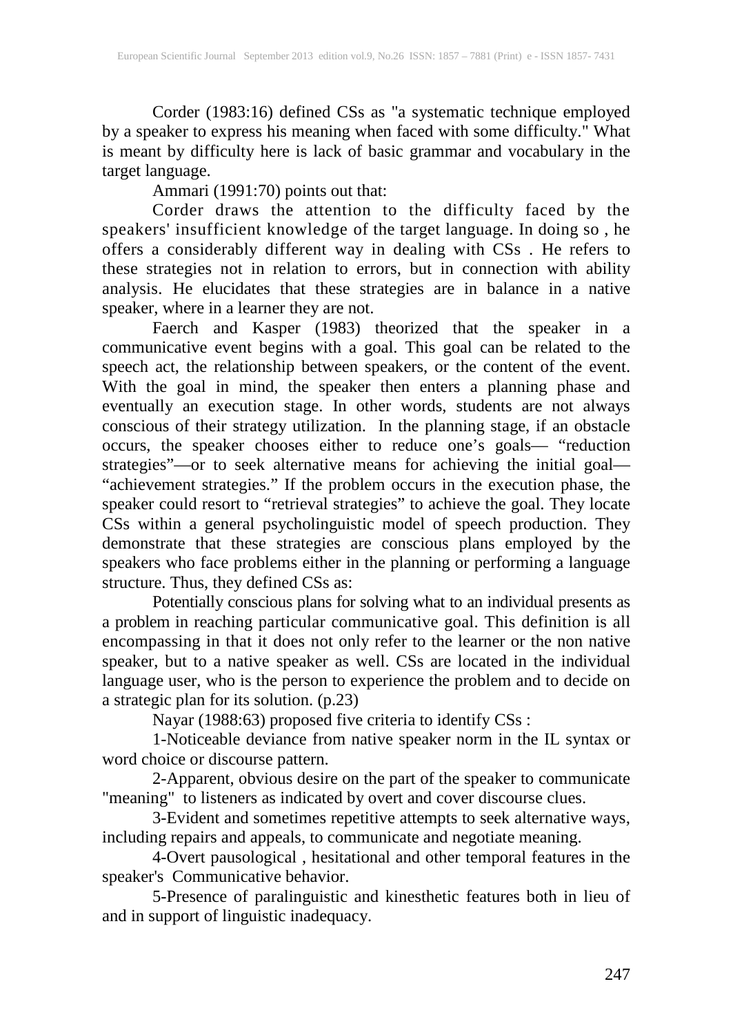Corder (1983:16) defined CSs as "a systematic technique employed by a speaker to express his meaning when faced with some difficulty." What is meant by difficulty here is lack of basic grammar and vocabulary in the target language.

Ammari (1991:70) points out that:

Corder draws the attention to the difficulty faced by the speakers' insufficient knowledge of the target language. In doing so , he offers a considerably different way in dealing with CSs . He refers to these strategies not in relation to errors, but in connection with ability analysis. He elucidates that these strategies are in balance in a native speaker, where in a learner they are not.

Faerch and Kasper (1983) theorized that the speaker in a communicative event begins with a goal. This goal can be related to the speech act, the relationship between speakers, or the content of the event. With the goal in mind, the speaker then enters a planning phase and eventually an execution stage. In other words, students are not always conscious of their strategy utilization. In the planning stage, if an obstacle occurs, the speaker chooses either to reduce one's goals— "reduction strategies"—or to seek alternative means for achieving the initial goal— "achievement strategies." If the problem occurs in the execution phase, the speaker could resort to "retrieval strategies" to achieve the goal. They locate CSs within a general psycholinguistic model of speech production. They demonstrate that these strategies are conscious plans employed by the speakers who face problems either in the planning or performing a language structure. Thus, they defined CSs as:

Potentially conscious plans for solving what to an individual presents as a problem in reaching particular communicative goal. This definition is all encompassing in that it does not only refer to the learner or the non native speaker, but to a native speaker as well. CSs are located in the individual language user, who is the person to experience the problem and to decide on a strategic plan for its solution. (p.23)

Nayar (1988:63) proposed five criteria to identify CSs :

1-Noticeable deviance from native speaker norm in the IL syntax or word choice or discourse pattern.

2-Apparent, obvious desire on the part of the speaker to communicate "meaning" to listeners as indicated by overt and cover discourse clues.

3-Evident and sometimes repetitive attempts to seek alternative ways, including repairs and appeals, to communicate and negotiate meaning.

4-Overt pausological , hesitational and other temporal features in the speaker's Communicative behavior.

5-Presence of paralinguistic and kinesthetic features both in lieu of and in support of linguistic inadequacy.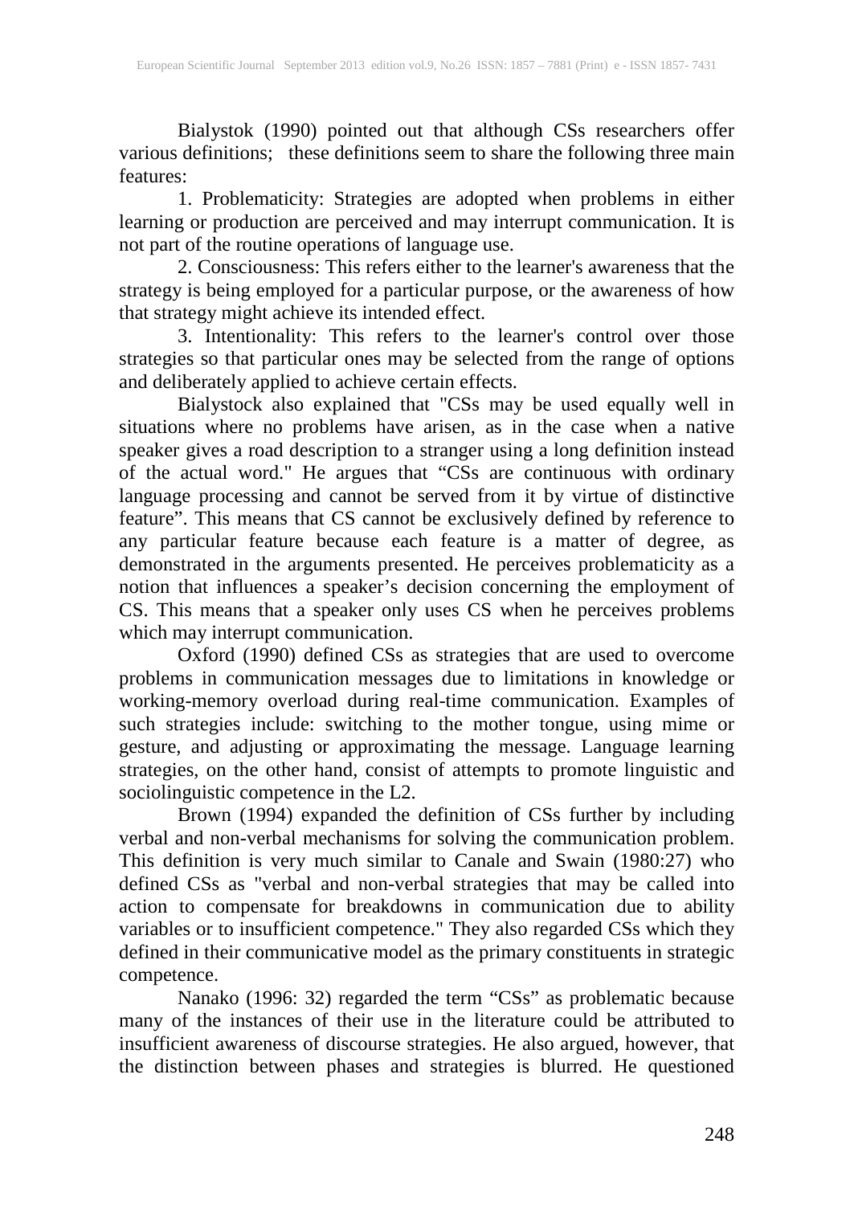Bialystok (1990) pointed out that although CSs researchers offer various definitions; these definitions seem to share the following three main features:

1. Problematicity: Strategies are adopted when problems in either learning or production are perceived and may interrupt communication. It is not part of the routine operations of language use.

2. Consciousness: This refers either to the learner's awareness that the strategy is being employed for a particular purpose, or the awareness of how that strategy might achieve its intended effect.

3. Intentionality: This refers to the learner's control over those strategies so that particular ones may be selected from the range of options and deliberately applied to achieve certain effects.

Bialystock also explained that "CSs may be used equally well in situations where no problems have arisen, as in the case when a native speaker gives a road description to a stranger using a long definition instead of the actual word." He argues that "CSs are continuous with ordinary language processing and cannot be served from it by virtue of distinctive feature". This means that CS cannot be exclusively defined by reference to any particular feature because each feature is a matter of degree, as demonstrated in the arguments presented. He perceives problematicity as a notion that influences a speaker's decision concerning the employment of CS. This means that a speaker only uses CS when he perceives problems which may interrupt communication.

Oxford (1990) defined CSs as strategies that are used to overcome problems in communication messages due to limitations in knowledge or working-memory overload during real-time communication. Examples of such strategies include: switching to the mother tongue, using mime or gesture, and adjusting or approximating the message. Language learning strategies, on the other hand, consist of attempts to promote linguistic and sociolinguistic competence in the L2.

Brown (1994) expanded the definition of CSs further by including verbal and non-verbal mechanisms for solving the communication problem. This definition is very much similar to Canale and Swain (1980:27) who defined CSs as "verbal and non-verbal strategies that may be called into action to compensate for breakdowns in communication due to ability variables or to insufficient competence." They also regarded CSs which they defined in their communicative model as the primary constituents in strategic competence.

Nanako (1996: 32) regarded the term "CSs" as problematic because many of the instances of their use in the literature could be attributed to insufficient awareness of discourse strategies. He also argued, however, that the distinction between phases and strategies is blurred. He questioned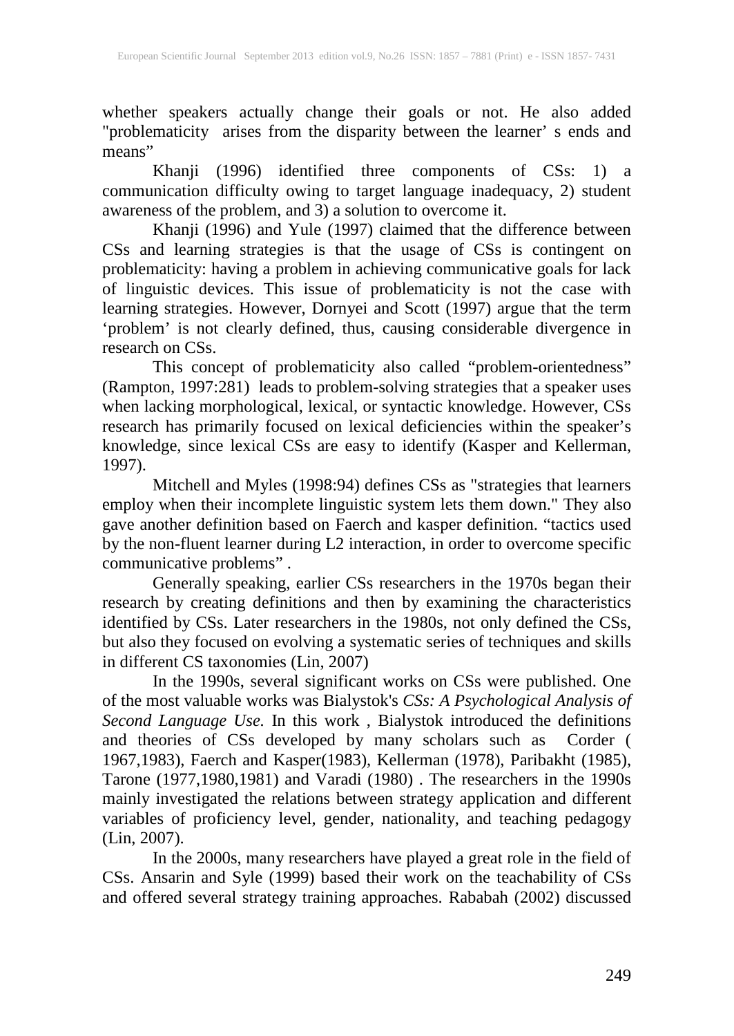whether speakers actually change their goals or not. He also added "problematicity arises from the disparity between the learner' s ends and means"

Khanji (1996) identified three components of CSs: 1) a communication difficulty owing to target language inadequacy, 2) student awareness of the problem, and 3) a solution to overcome it.

Khanji (1996) and Yule (1997) claimed that the difference between CSs and learning strategies is that the usage of CSs is contingent on problematicity: having a problem in achieving communicative goals for lack of linguistic devices. This issue of problematicity is not the case with learning strategies. However, Dornyei and Scott (1997) argue that the term 'problem' is not clearly defined, thus, causing considerable divergence in research on CSs.

This concept of problematicity also called "problem-orientedness" (Rampton, 1997:281) leads to problem-solving strategies that a speaker uses when lacking morphological, lexical, or syntactic knowledge. However, CSs research has primarily focused on lexical deficiencies within the speaker's knowledge, since lexical CSs are easy to identify (Kasper and Kellerman, 1997).

Mitchell and Myles (1998:94) defines CSs as "strategies that learners employ when their incomplete linguistic system lets them down." They also gave another definition based on Faerch and kasper definition. "tactics used by the non-fluent learner during L2 interaction, in order to overcome specific communicative problems" .

Generally speaking, earlier CSs researchers in the 1970s began their research by creating definitions and then by examining the characteristics identified by CSs. Later researchers in the 1980s, not only defined the CSs, but also they focused on evolving a systematic series of techniques and skills in different CS taxonomies (Lin, 2007)

In the 1990s, several significant works on CSs were published. One of the most valuable works was Bialystok's *CSs: A Psychological Analysis of Second Language Use.* In this work , Bialystok introduced the definitions and theories of CSs developed by many scholars such as Corder ( 1967,1983), Faerch and Kasper(1983), Kellerman (1978), Paribakht (1985), Tarone (1977,1980,1981) and Varadi (1980) . The researchers in the 1990s mainly investigated the relations between strategy application and different variables of proficiency level, gender, nationality, and teaching pedagogy (Lin, 2007).

In the 2000s, many researchers have played a great role in the field of CSs. Ansarin and Syle (1999) based their work on the teachability of CSs and offered several strategy training approaches. Rababah (2002) discussed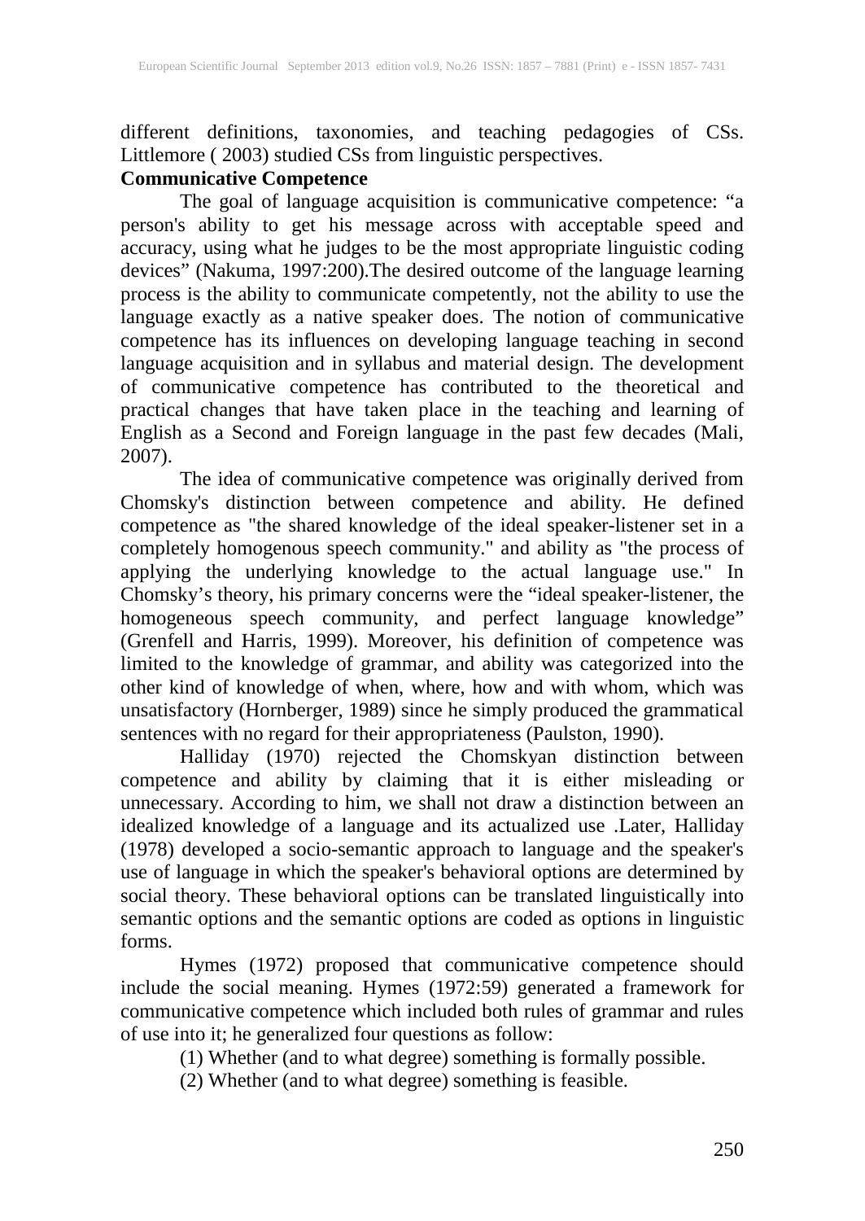different definitions, taxonomies, and teaching pedagogies of CSs. Littlemore ( 2003) studied CSs from linguistic perspectives.

**Communicative Competence**

The goal of language acquisition is communicative competence: “a person's ability to get his message across with acceptable speed and accuracy, using what he judges to be the most appropriate linguistic coding devices” (Nakuma, 1997:200).The desired outcome of the language learning process is the ability to communicate competently, not the ability to use the language exactly as a native speaker does. The notion of communicative competence has its influences on developing language teaching in second language acquisition and in syllabus and material design. The development of communicative competence has contributed to the theoretical and practical changes that have taken place in the teaching and learning of English as a Second and Foreign language in the past few decades (Mali, 2007).

The idea of communicative competence was originally derived from Chomsky's distinction between competence and ability. He defined competence as "the shared knowledge of the ideal speaker-listener set in a completely homogenous speech community." and ability as "the process of applying the underlying knowledge to the actual language use." In Chomsky’s theory, his primary concerns were the “ideal speaker-listener, the homogeneous speech community, and perfect language knowledge” (Grenfell and Harris, 1999). Moreover, his definition of competence was limited to the knowledge of grammar, and ability was categorized into the other kind of knowledge of when, where, how and with whom, which was unsatisfactory (Hornberger, 1989) since he simply produced the grammatical sentences with no regard for their appropriateness (Paulston, 1990).

Halliday (1970) rejected the Chomskyan distinction between competence and ability by claiming that it is either misleading or unnecessary. According to him, we shall not draw a distinction between an idealized knowledge of a language and its actualized use .Later, Halliday (1978) developed a socio-semantic approach to language and the speaker's use of language in which the speaker's behavioral options are determined by social theory. These behavioral options can be translated linguistically into semantic options and the semantic options are coded as options in linguistic forms.

Hymes (1972) proposed that communicative competence should include the social meaning. Hymes (1972:59) generated a framework for communicative competence which included both rules of grammar and rules of use into it; he generalized four questions as follow:

(1) Whether (and to what degree) something is formally possible.

(2) Whether (and to what degree) something is feasible.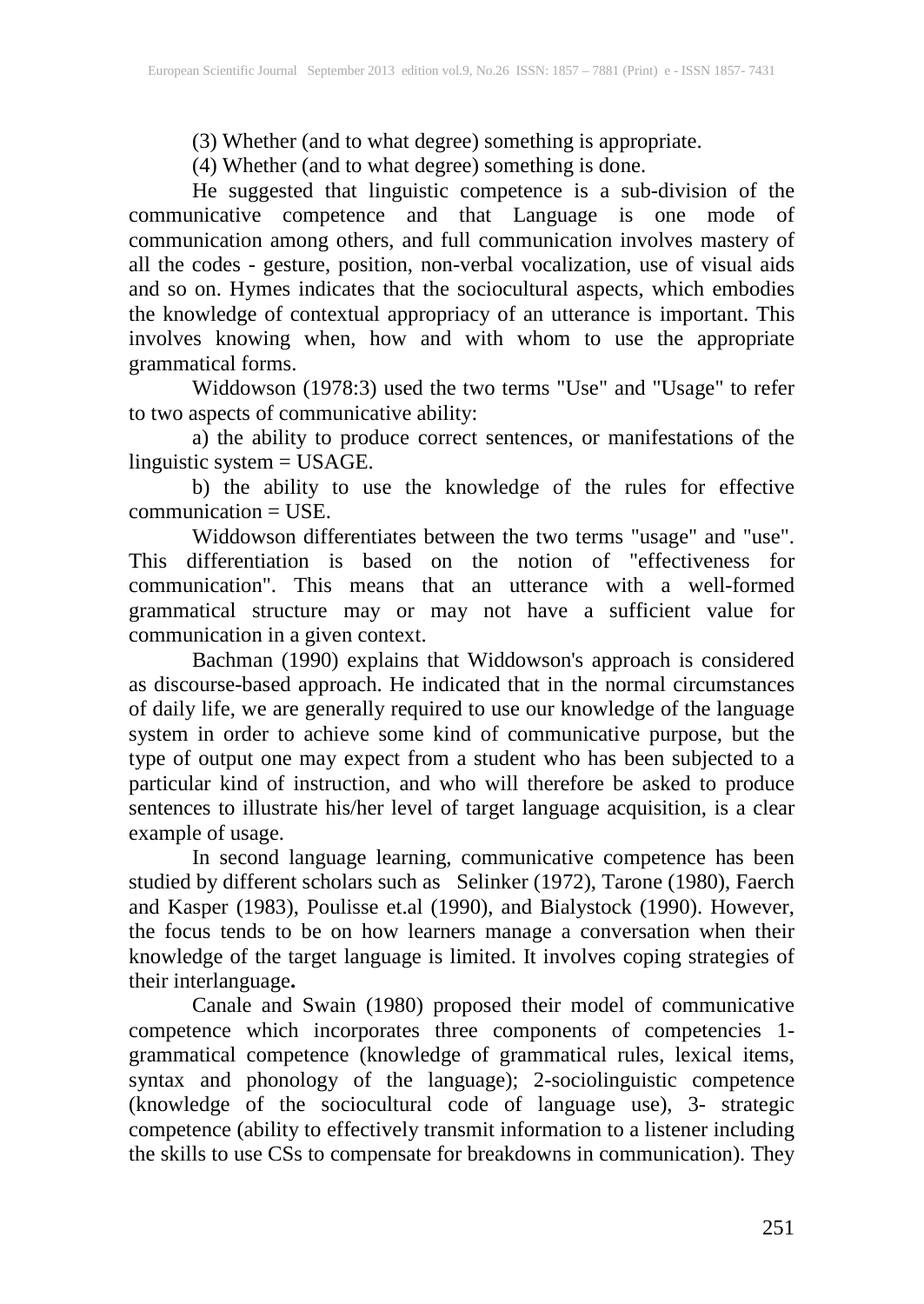(3) Whether (and to what degree) something is appropriate.

(4) Whether (and to what degree) something is done.

He suggested that linguistic competence is a sub-division of the communicative competence and that Language is one mode of communication among others, and full communication involves mastery of all the codes - gesture, position, non-verbal vocalization, use of visual aids and so on. Hymes indicates that the sociocultural aspects, which embodies the knowledge of contextual appropriacy of an utterance is important. This involves knowing when, how and with whom to use the appropriate grammatical forms.

Widdowson (1978:3) used the two terms "Use" and "Usage" to refer to two aspects of communicative ability:

a) the ability to produce correct sentences, or manifestations of the linguistic system = USAGE.

b) the ability to use the knowledge of the rules for effective communication = USE.

Widdowson differentiates between the two terms "usage" and "use". This differentiation is based on the notion of "effectiveness for communication". This means that an utterance with a well-formed grammatical structure may or may not have a sufficient value for communication in a given context.

Bachman (1990) explains that Widdowson's approach is considered as discourse-based approach. He indicated that in the normal circumstances of daily life, we are generally required to use our knowledge of the language system in order to achieve some kind of communicative purpose, but the type of output one may expect from a student who has been subjected to a particular kind of instruction, and who will therefore be asked to produce sentences to illustrate his/her level of target language acquisition, is a clear example of usage.

In second language learning, communicative competence has been studied by different scholars such as Selinker (1972), Tarone (1980), Faerch and Kasper (1983), Poulisse et.al (1990), and Bialystock (1990). However, the focus tends to be on how learners manage a conversation when their knowledge of the target language is limited. It involves coping strategies of their interlanguage**.**

Canale and Swain (1980) proposed their model of communicative competence which incorporates three components of competencies 1-grammatical competence (knowledge of grammatical rules, lexical items, syntax and phonology of the language); 2-sociolinguistic competence (knowledge of the sociocultural code of language use), 3- strategic competence (ability to effectively transmit information to a listener including the skills to use CSs to compensate for breakdowns in communication). They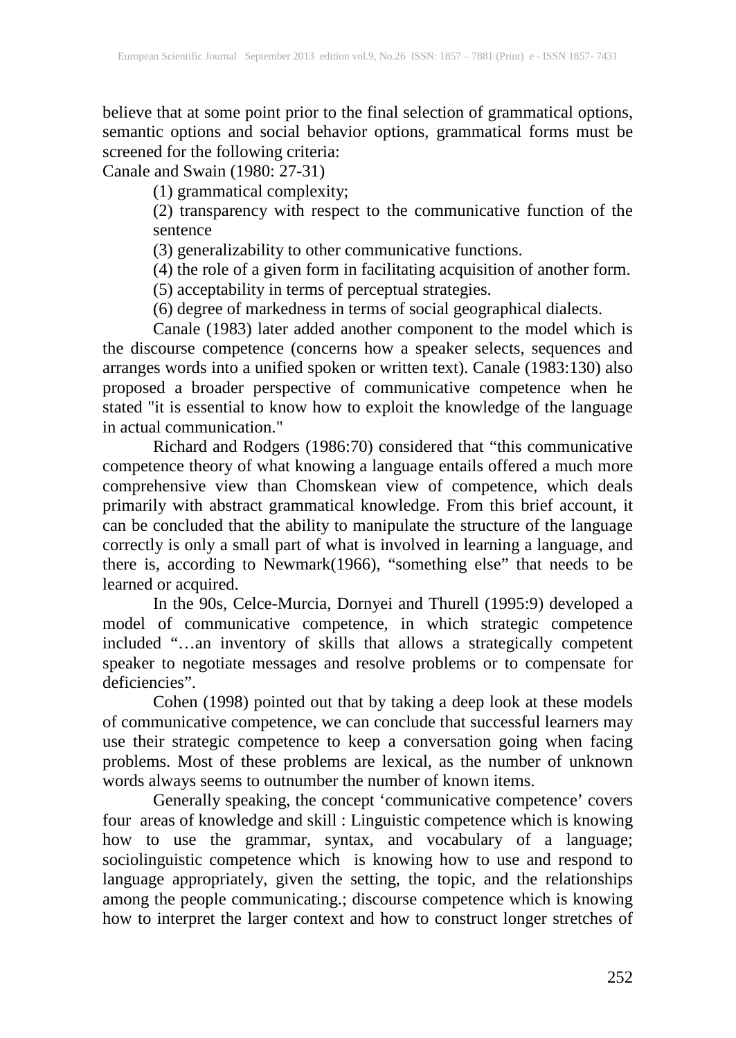believe that at some point prior to the final selection of grammatical options, semantic options and social behavior options, grammatical forms must be screened for the following criteria:

Canale and Swain (1980: 27-31)

(1) grammatical complexity;

(2) transparency with respect to the communicative function of the sentence

(3) generalizability to other communicative functions.

(4) the role of a given form in facilitating acquisition of another form.

(5) acceptability in terms of perceptual strategies.

(6) degree of markedness in terms of social geographical dialects.

Canale (1983) later added another component to the model which is the discourse competence (concerns how a speaker selects, sequences and arranges words into a unified spoken or written text). Canale (1983:130) also proposed a broader perspective of communicative competence when he stated "it is essential to know how to exploit the knowledge of the language in actual communication."

Richard and Rodgers (1986:70) considered that "this communicative competence theory of what knowing a language entails offered a much more comprehensive view than Chomskean view of competence, which deals primarily with abstract grammatical knowledge. From this brief account, it can be concluded that the ability to manipulate the structure of the language correctly is only a small part of what is involved in learning a language, and there is, according to Newmark(1966), "something else" that needs to be learned or acquired.

In the 90s, Celce-Murcia, Dornyei and Thurell (1995:9) developed a model of communicative competence, in which strategic competence included "…an inventory of skills that allows a strategically competent speaker to negotiate messages and resolve problems or to compensate for deficiencies".

Cohen (1998) pointed out that by taking a deep look at these models of communicative competence, we can conclude that successful learners may use their strategic competence to keep a conversation going when facing problems. Most of these problems are lexical, as the number of unknown words always seems to outnumber the number of known items.

Generally speaking, the concept 'communicative competence' covers four areas of knowledge and skill : Linguistic competence which is knowing how to use the grammar, syntax, and vocabulary of a language; sociolinguistic competence which is knowing how to use and respond to language appropriately, given the setting, the topic, and the relationships among the people communicating.; discourse competence which is knowing how to interpret the larger context and how to construct longer stretches of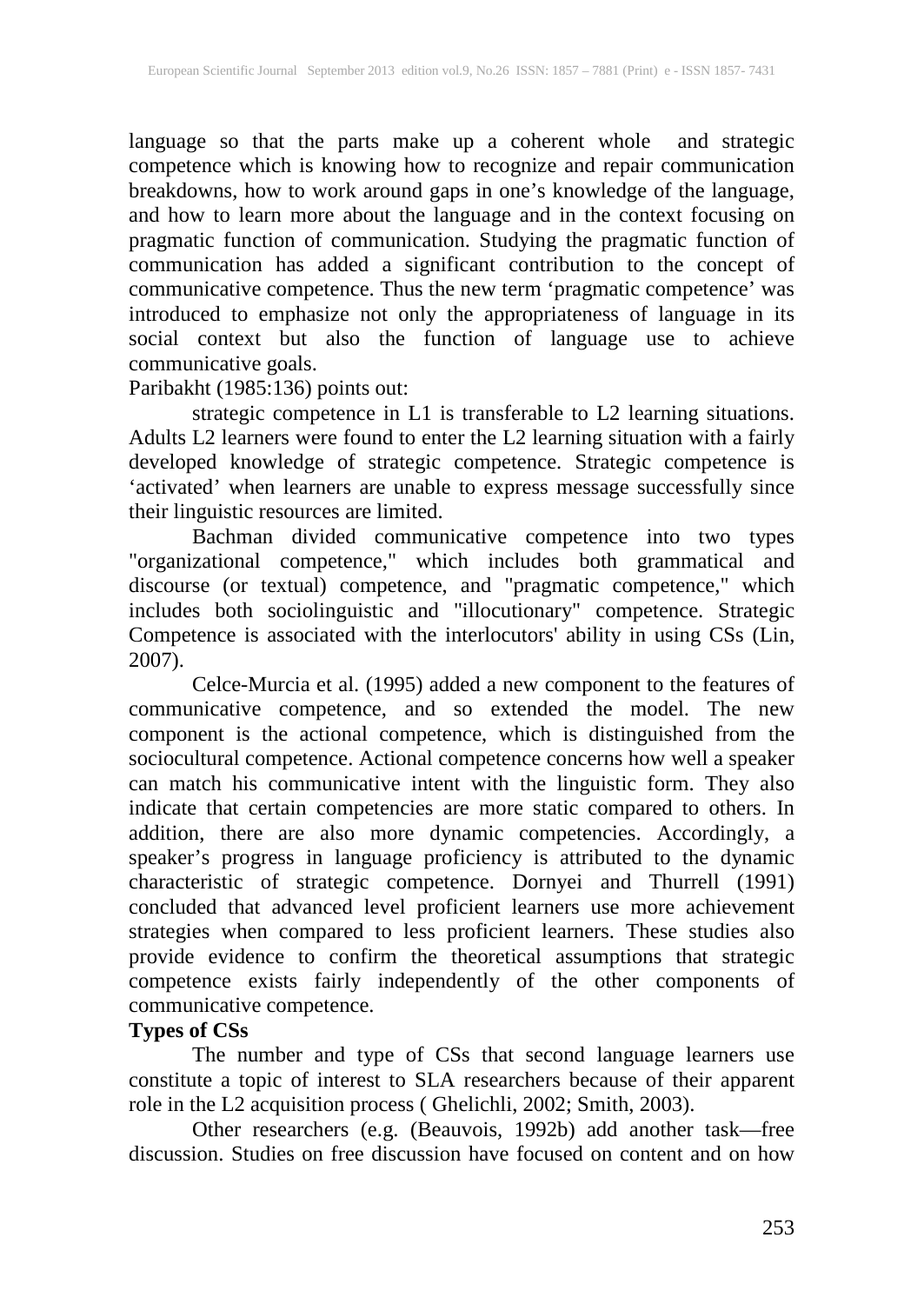language so that the parts make up a coherent whole and strategic competence which is knowing how to recognize and repair communication breakdowns, how to work around gaps in one's knowledge of the language, and how to learn more about the language and in the context focusing on pragmatic function of communication. Studying the pragmatic function of communication has added a significant contribution to the concept of communicative competence. Thus the new term 'pragmatic competence' was introduced to emphasize not only the appropriateness of language in its social context but also the function of language use to achieve communicative goals.

Paribakht (1985:136) points out:

> strategic competence in L1 is transferable to L2 learning situations. Adults L2 learners were found to enter the L2 learning situation with a fairly developed knowledge of strategic competence. Strategic competence is 'activated' when learners are unable to express message successfully since their linguistic resources are limited.

Bachman divided communicative competence into two types "organizational competence," which includes both grammatical and discourse (or textual) competence, and "pragmatic competence," which includes both sociolinguistic and "illocutionary" competence. Strategic Competence is associated with the interlocutors' ability in using CSs (Lin, 2007).

Celce-Murcia et al. (1995) added a new component to the features of communicative competence, and so extended the model. The new component is the actional competence, which is distinguished from the sociocultural competence. Actional competence concerns how well a speaker can match his communicative intent with the linguistic form. They also indicate that certain competencies are more static compared to others. In addition, there are also more dynamic competencies. Accordingly, a speaker's progress in language proficiency is attributed to the dynamic characteristic of strategic competence. Dornyei and Thurrell (1991) concluded that advanced level proficient learners use more achievement strategies when compared to less proficient learners. These studies also provide evidence to confirm the theoretical assumptions that strategic competence exists fairly independently of the other components of communicative competence.

**Types of CSs**

The number and type of CSs that second language learners use constitute a topic of interest to SLA researchers because of their apparent role in the L2 acquisition process ( Ghelichli, 2002; Smith, 2003).

Other researchers (e.g. (Beauvois, 1992b) add another task—free discussion. Studies on free discussion have focused on content and on how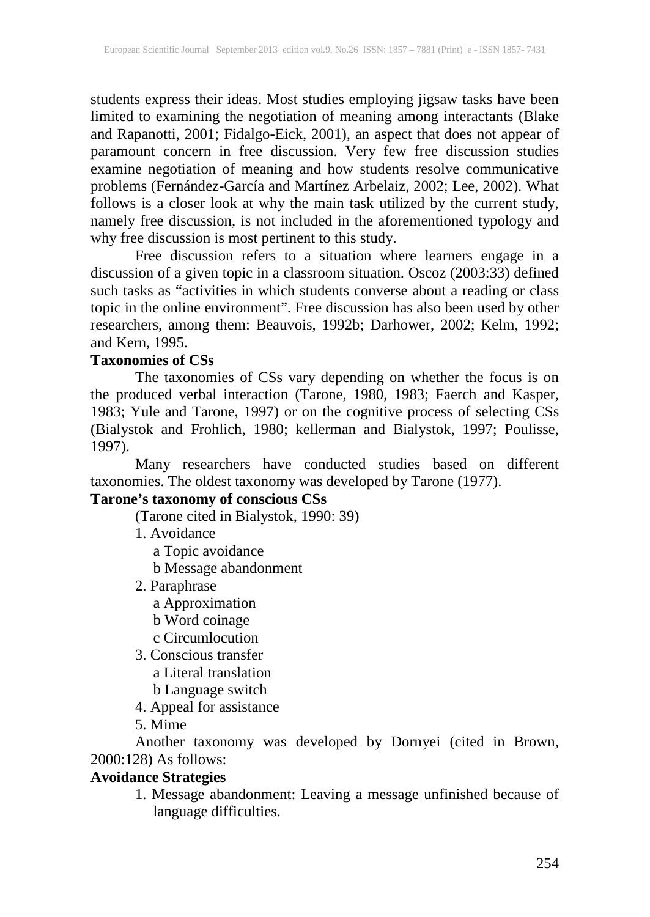students express their ideas. Most studies employing jigsaw tasks have been limited to examining the negotiation of meaning among interactants (Blake and Rapanotti, 2001; Fidalgo-Eick, 2001), an aspect that does not appear of paramount concern in free discussion. Very few free discussion studies examine negotiation of meaning and how students resolve communicative problems (Fernández-García and Martínez Arbelaiz, 2002; Lee, 2002). What follows is a closer look at why the main task utilized by the current study, namely free discussion, is not included in the aforementioned typology and why free discussion is most pertinent to this study.

Free discussion refers to a situation where learners engage in a discussion of a given topic in a classroom situation. Oscoz (2003:33) defined such tasks as "activities in which students converse about a reading or class topic in the online environment". Free discussion has also been used by other researchers, among them: Beauvois, 1992b; Darhower, 2002; Kelm, 1992; and Kern, 1995.

**Taxonomies of CSs**

The taxonomies of CSs vary depending on whether the focus is on the produced verbal interaction (Tarone, 1980, 1983; Faerch and Kasper, 1983; Yule and Tarone, 1997) or on the cognitive process of selecting CSs (Bialystok and Frohlich, 1980; kellerman and Bialystok, 1997; Poulisse, 1997).

Many researchers have conducted studies based on different taxonomies. The oldest taxonomy was developed by Tarone (1977).

**Tarone's taxonomy of conscious CSs**

(Tarone cited in Bialystok, 1990: 39)

1. Avoidance
   a Topic avoidance
   b Message abandonment
2. Paraphrase
   a Approximation
   b Word coinage
   c Circumlocution
3. Conscious transfer
   a Literal translation
   b Language switch
4. Appeal for assistance
5. Mime

Another taxonomy was developed by Dornyei (cited in Brown, 2000:128) As follows:

**Avoidance Strategies**

1. Message abandonment: Leaving a message unfinished because of language difficulties.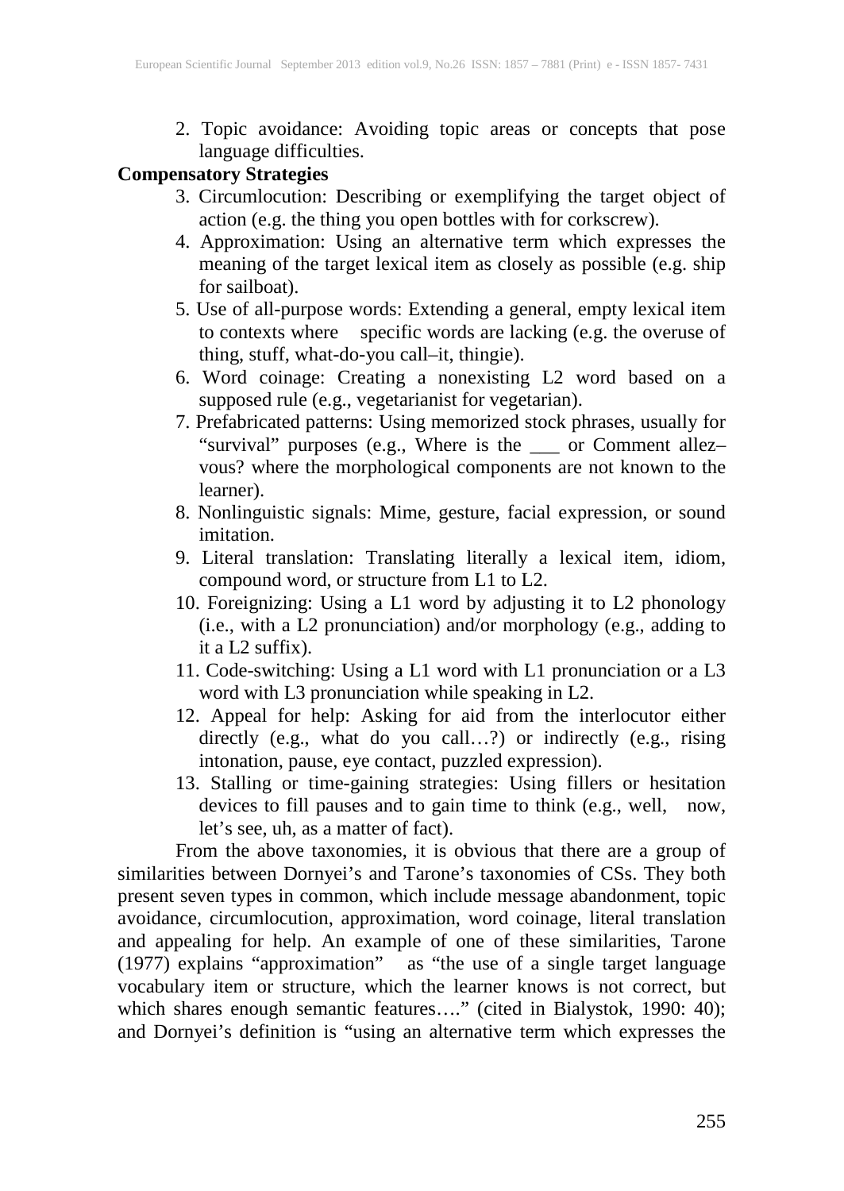2. Topic avoidance: Avoiding topic areas or concepts that pose language difficulties.

**Compensatory Strategies**

3. Circumlocution: Describing or exemplifying the target object of action (e.g. the thing you open bottles with for corkscrew).
4. Approximation: Using an alternative term which expresses the meaning of the target lexical item as closely as possible (e.g. ship for sailboat).
5. Use of all-purpose words: Extending a general, empty lexical item to contexts where specific words are lacking (e.g. the overuse of thing, stuff, what-do-you call–it, thingie).
6. Word coinage: Creating a nonexisting L2 word based on a supposed rule (e.g., vegetarianist for vegetarian).
7. Prefabricated patterns: Using memorized stock phrases, usually for "survival" purposes (e.g., Where is the ___ or Comment allez–vous? where the morphological components are not known to the learner).
8. Nonlinguistic signals: Mime, gesture, facial expression, or sound imitation.
9. Literal translation: Translating literally a lexical item, idiom, compound word, or structure from L1 to L2.
10. Foreignizing: Using a L1 word by adjusting it to L2 phonology (i.e., with a L2 pronunciation) and/or morphology (e.g., adding to it a L2 suffix).
11. Code-switching: Using a L1 word with L1 pronunciation or a L3 word with L3 pronunciation while speaking in L2.
12. Appeal for help: Asking for aid from the interlocutor either directly (e.g., what do you call…?) or indirectly (e.g., rising intonation, pause, eye contact, puzzled expression).
13. Stalling or time-gaining strategies: Using fillers or hesitation devices to fill pauses and to gain time to think (e.g., well, now, let's see, uh, as a matter of fact).

From the above taxonomies, it is obvious that there are a group of similarities between Dornyei's and Tarone's taxonomies of CSs. They both present seven types in common, which include message abandonment, topic avoidance, circumlocution, approximation, word coinage, literal translation and appealing for help. An example of one of these similarities, Tarone (1977) explains "approximation" as "the use of a single target language vocabulary item or structure, which the learner knows is not correct, but which shares enough semantic features…." (cited in Bialystok, 1990: 40); and Dornyei's definition is "using an alternative term which expresses the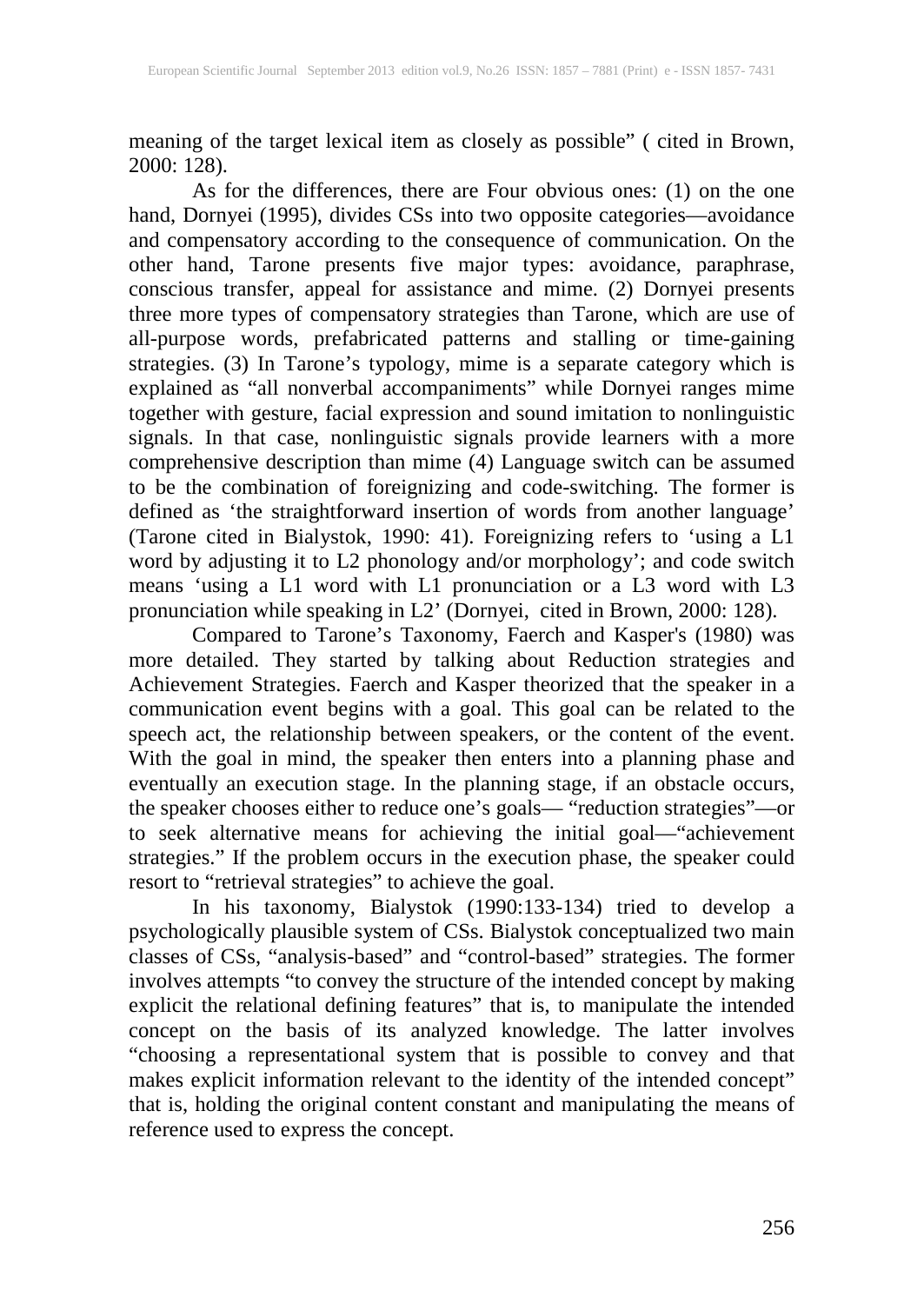meaning of the target lexical item as closely as possible" ( cited in Brown, 2000: 128).

As for the differences, there are Four obvious ones: (1) on the one hand, Dornyei (1995), divides CSs into two opposite categories—avoidance and compensatory according to the consequence of communication. On the other hand, Tarone presents five major types: avoidance, paraphrase, conscious transfer, appeal for assistance and mime. (2) Dornyei presents three more types of compensatory strategies than Tarone, which are use of all-purpose words, prefabricated patterns and stalling or time-gaining strategies. (3) In Tarone's typology, mime is a separate category which is explained as "all nonverbal accompaniments" while Dornyei ranges mime together with gesture, facial expression and sound imitation to nonlinguistic signals. In that case, nonlinguistic signals provide learners with a more comprehensive description than mime (4) Language switch can be assumed to be the combination of foreignizing and code-switching. The former is defined as 'the straightforward insertion of words from another language' (Tarone cited in Bialystok, 1990: 41). Foreignizing refers to 'using a L1 word by adjusting it to L2 phonology and/or morphology'; and code switch means 'using a L1 word with L1 pronunciation or a L3 word with L3 pronunciation while speaking in L2' (Dornyei, cited in Brown, 2000: 128).

Compared to Tarone's Taxonomy, Faerch and Kasper's (1980) was more detailed. They started by talking about Reduction strategies and Achievement Strategies. Faerch and Kasper theorized that the speaker in a communication event begins with a goal. This goal can be related to the speech act, the relationship between speakers, or the content of the event. With the goal in mind, the speaker then enters into a planning phase and eventually an execution stage. In the planning stage, if an obstacle occurs, the speaker chooses either to reduce one's goals— "reduction strategies"—or to seek alternative means for achieving the initial goal—"achievement strategies." If the problem occurs in the execution phase, the speaker could resort to "retrieval strategies" to achieve the goal.

In his taxonomy, Bialystok (1990:133-134) tried to develop a psychologically plausible system of CSs. Bialystok conceptualized two main classes of CSs, "analysis-based" and "control-based" strategies. The former involves attempts "to convey the structure of the intended concept by making explicit the relational defining features" that is, to manipulate the intended concept on the basis of its analyzed knowledge. The latter involves "choosing a representational system that is possible to convey and that makes explicit information relevant to the identity of the intended concept" that is, holding the original content constant and manipulating the means of reference used to express the concept.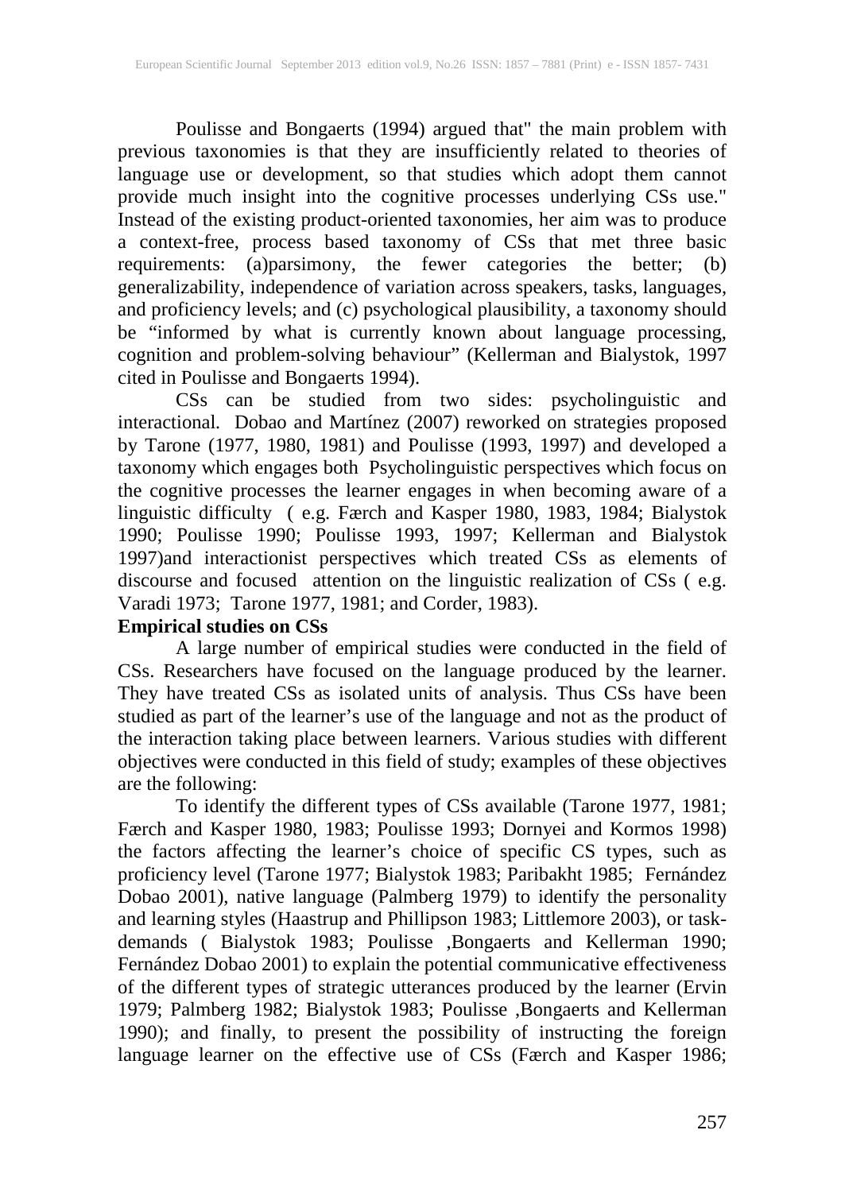Poulisse and Bongaerts (1994) argued that" the main problem with previous taxonomies is that they are insufficiently related to theories of language use or development, so that studies which adopt them cannot provide much insight into the cognitive processes underlying CSs use." Instead of the existing product-oriented taxonomies, her aim was to produce a context-free, process based taxonomy of CSs that met three basic requirements: (a)parsimony, the fewer categories the better; (b) generalizability, independence of variation across speakers, tasks, languages, and proficiency levels; and (c) psychological plausibility, a taxonomy should be "informed by what is currently known about language processing, cognition and problem-solving behaviour" (Kellerman and Bialystok, 1997 cited in Poulisse and Bongaerts 1994).

CSs can be studied from two sides: psycholinguistic and interactional. Dobao and Martínez (2007) reworked on strategies proposed by Tarone (1977, 1980, 1981) and Poulisse (1993, 1997) and developed a taxonomy which engages both Psycholinguistic perspectives which focus on the cognitive processes the learner engages in when becoming aware of a linguistic difficulty ( e.g. Færch and Kasper 1980, 1983, 1984; Bialystok 1990; Poulisse 1990; Poulisse 1993, 1997; Kellerman and Bialystok 1997)and interactionist perspectives which treated CSs as elements of discourse and focused attention on the linguistic realization of CSs ( e.g. Varadi 1973; Tarone 1977, 1981; and Corder, 1983).

**Empirical studies on CSs**

A large number of empirical studies were conducted in the field of CSs. Researchers have focused on the language produced by the learner. They have treated CSs as isolated units of analysis. Thus CSs have been studied as part of the learner's use of the language and not as the product of the interaction taking place between learners. Various studies with different objectives were conducted in this field of study; examples of these objectives are the following:

To identify the different types of CSs available (Tarone 1977, 1981; Færch and Kasper 1980, 1983; Poulisse 1993; Dornyei and Kormos 1998) the factors affecting the learner's choice of specific CS types, such as proficiency level (Tarone 1977; Bialystok 1983; Paribakht 1985; Fernández Dobao 2001), native language (Palmberg 1979) to identify the personality and learning styles (Haastrup and Phillipson 1983; Littlemore 2003), or task-demands ( Bialystok 1983; Poulisse ,Bongaerts and Kellerman 1990; Fernández Dobao 2001) to explain the potential communicative effectiveness of the different types of strategic utterances produced by the learner (Ervin 1979; Palmberg 1982; Bialystok 1983; Poulisse ,Bongaerts and Kellerman 1990); and finally, to present the possibility of instructing the foreign language learner on the effective use of CSs (Færch and Kasper 1986;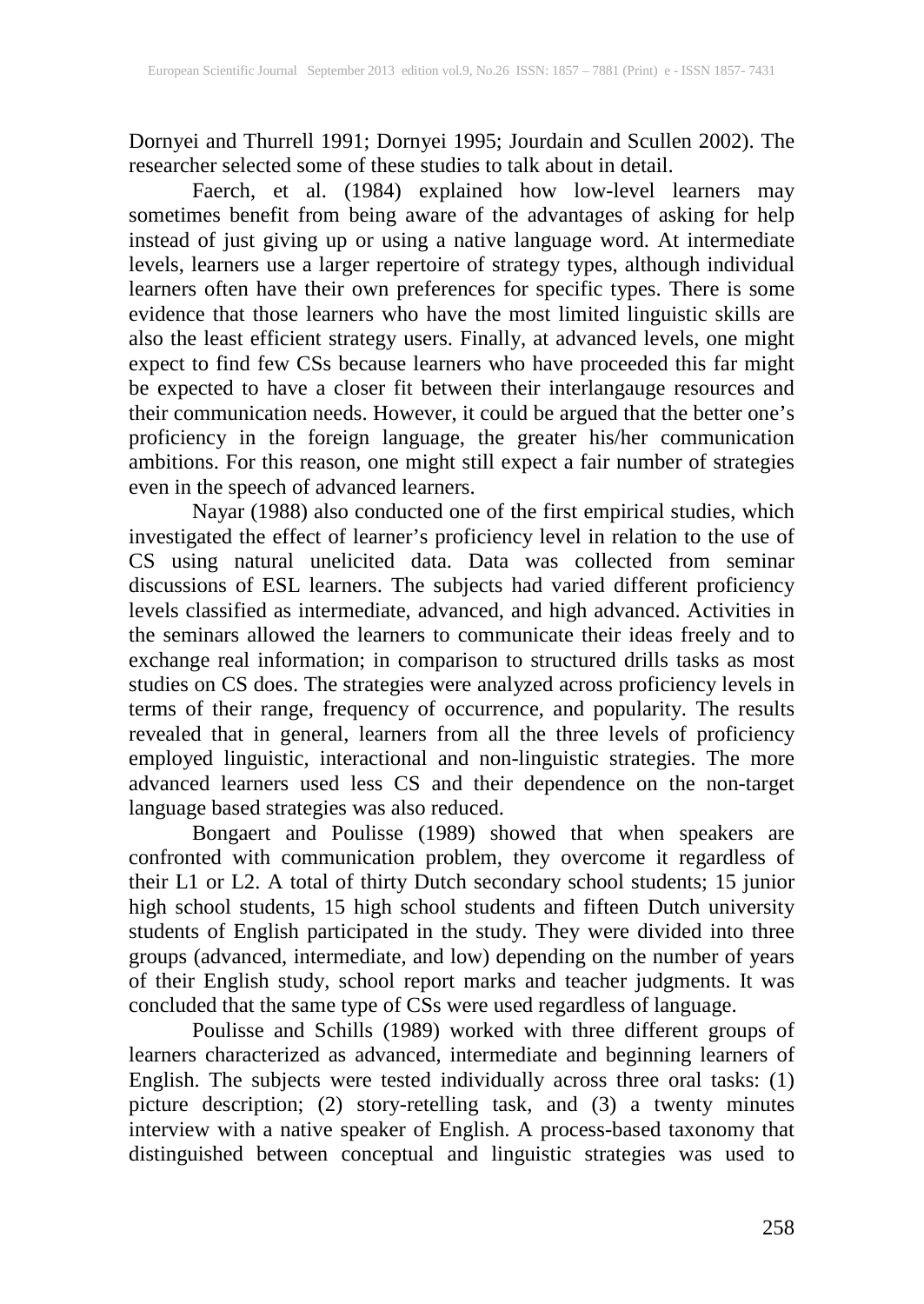Dornyei and Thurrell 1991; Dornyei 1995; Jourdain and Scullen 2002). The researcher selected some of these studies to talk about in detail.

Faerch, et al. (1984) explained how low-level learners may sometimes benefit from being aware of the advantages of asking for help instead of just giving up or using a native language word. At intermediate levels, learners use a larger repertoire of strategy types, although individual learners often have their own preferences for specific types. There is some evidence that those learners who have the most limited linguistic skills are also the least efficient strategy users. Finally, at advanced levels, one might expect to find few CSs because learners who have proceeded this far might be expected to have a closer fit between their interlangauge resources and their communication needs. However, it could be argued that the better one's proficiency in the foreign language, the greater his/her communication ambitions. For this reason, one might still expect a fair number of strategies even in the speech of advanced learners.

Nayar (1988) also conducted one of the first empirical studies, which investigated the effect of learner's proficiency level in relation to the use of CS using natural unelicited data. Data was collected from seminar discussions of ESL learners. The subjects had varied different proficiency levels classified as intermediate, advanced, and high advanced. Activities in the seminars allowed the learners to communicate their ideas freely and to exchange real information; in comparison to structured drills tasks as most studies on CS does. The strategies were analyzed across proficiency levels in terms of their range, frequency of occurrence, and popularity. The results revealed that in general, learners from all the three levels of proficiency employed linguistic, interactional and non-linguistic strategies. The more advanced learners used less CS and their dependence on the non-target language based strategies was also reduced.

Bongaert and Poulisse (1989) showed that when speakers are confronted with communication problem, they overcome it regardless of their L1 or L2. A total of thirty Dutch secondary school students; 15 junior high school students, 15 high school students and fifteen Dutch university students of English participated in the study. They were divided into three groups (advanced, intermediate, and low) depending on the number of years of their English study, school report marks and teacher judgments. It was concluded that the same type of CSs were used regardless of language.

Poulisse and Schills (1989) worked with three different groups of learners characterized as advanced, intermediate and beginning learners of English. The subjects were tested individually across three oral tasks: (1) picture description; (2) story-retelling task, and (3) a twenty minutes interview with a native speaker of English. A process-based taxonomy that distinguished between conceptual and linguistic strategies was used to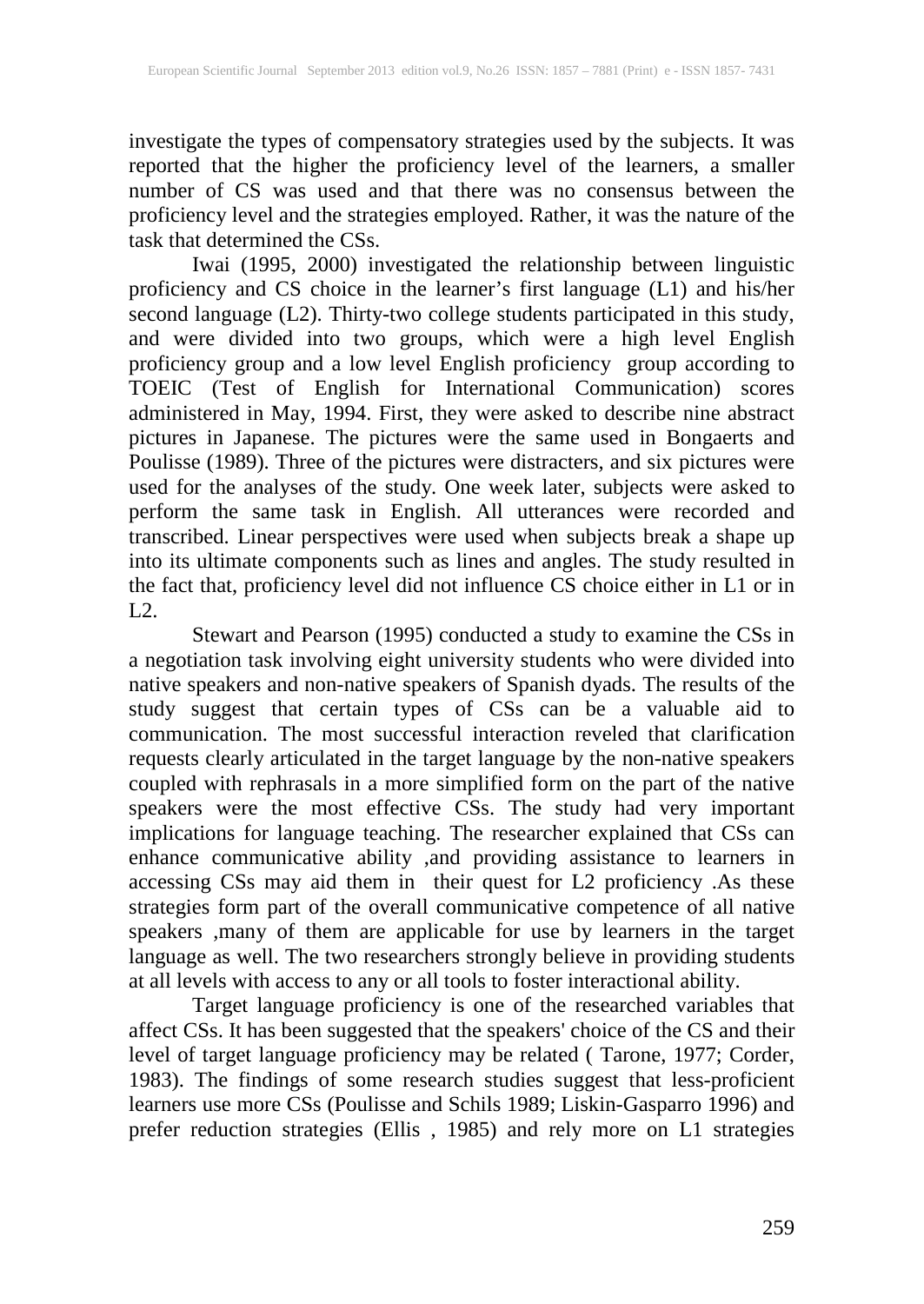investigate the types of compensatory strategies used by the subjects. It was reported that the higher the proficiency level of the learners, a smaller number of CS was used and that there was no consensus between the proficiency level and the strategies employed. Rather, it was the nature of the task that determined the CSs.

Iwai (1995, 2000) investigated the relationship between linguistic proficiency and CS choice in the learner's first language (L1) and his/her second language (L2). Thirty-two college students participated in this study, and were divided into two groups, which were a high level English proficiency group and a low level English proficiency group according to TOEIC (Test of English for International Communication) scores administered in May, 1994. First, they were asked to describe nine abstract pictures in Japanese. The pictures were the same used in Bongaerts and Poulisse (1989). Three of the pictures were distracters, and six pictures were used for the analyses of the study. One week later, subjects were asked to perform the same task in English. All utterances were recorded and transcribed. Linear perspectives were used when subjects break a shape up into its ultimate components such as lines and angles. The study resulted in the fact that, proficiency level did not influence CS choice either in L1 or in L2.

Stewart and Pearson (1995) conducted a study to examine the CSs in a negotiation task involving eight university students who were divided into native speakers and non-native speakers of Spanish dyads. The results of the study suggest that certain types of CSs can be a valuable aid to communication. The most successful interaction reveled that clarification requests clearly articulated in the target language by the non-native speakers coupled with rephrasals in a more simplified form on the part of the native speakers were the most effective CSs. The study had very important implications for language teaching. The researcher explained that CSs can enhance communicative ability ,and providing assistance to learners in accessing CSs may aid them in their quest for L2 proficiency .As these strategies form part of the overall communicative competence of all native speakers ,many of them are applicable for use by learners in the target language as well. The two researchers strongly believe in providing students at all levels with access to any or all tools to foster interactional ability.

Target language proficiency is one of the researched variables that affect CSs. It has been suggested that the speakers' choice of the CS and their level of target language proficiency may be related ( Tarone, 1977; Corder, 1983). The findings of some research studies suggest that less-proficient learners use more CSs (Poulisse and Schils 1989; Liskin-Gasparro 1996) and prefer reduction strategies (Ellis , 1985) and rely more on L1 strategies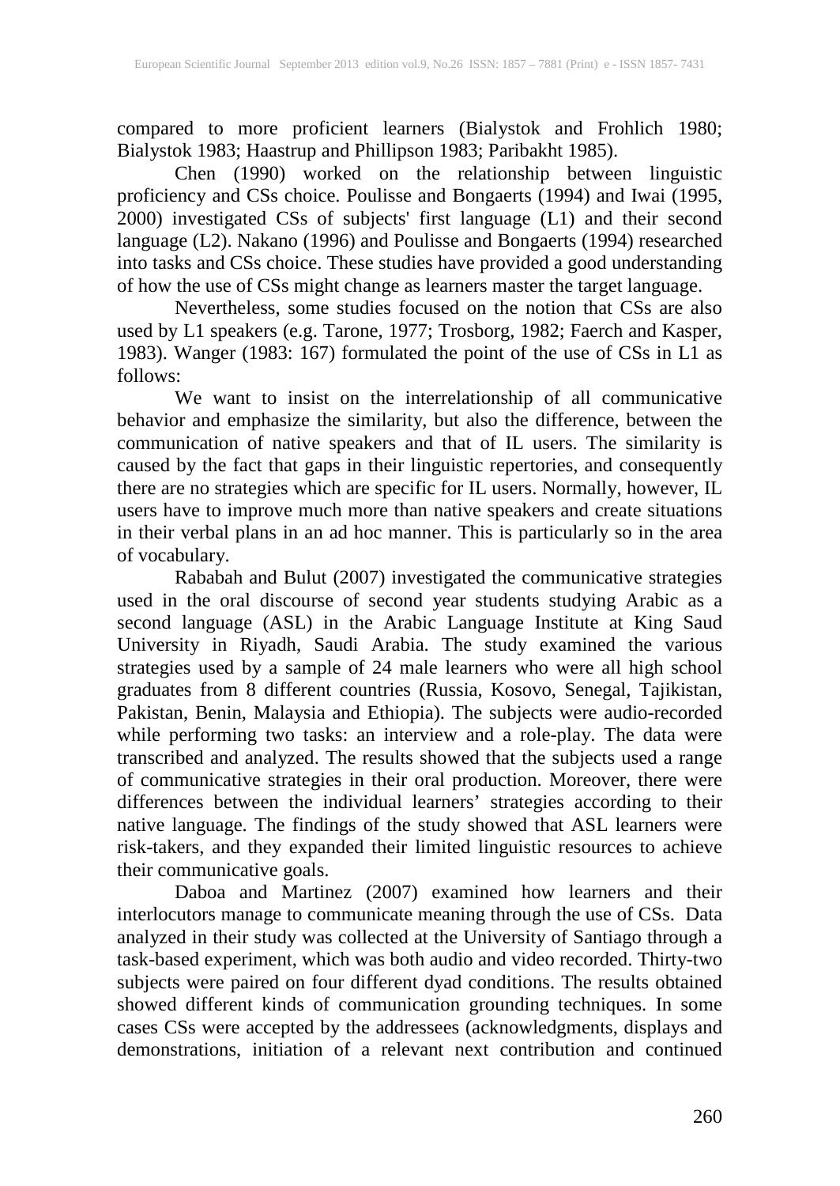compared to more proficient learners (Bialystok and Frohlich 1980; Bialystok 1983; Haastrup and Phillipson 1983; Paribakht 1985).

Chen (1990) worked on the relationship between linguistic proficiency and CSs choice. Poulisse and Bongaerts (1994) and Iwai (1995, 2000) investigated CSs of subjects' first language (L1) and their second language (L2). Nakano (1996) and Poulisse and Bongaerts (1994) researched into tasks and CSs choice. These studies have provided a good understanding of how the use of CSs might change as learners master the target language.

Nevertheless, some studies focused on the notion that CSs are also used by L1 speakers (e.g. Tarone, 1977; Trosborg, 1982; Faerch and Kasper, 1983). Wanger (1983: 167) formulated the point of the use of CSs in L1 as follows:

We want to insist on the interrelationship of all communicative behavior and emphasize the similarity, but also the difference, between the communication of native speakers and that of IL users. The similarity is caused by the fact that gaps in their linguistic repertories, and consequently there are no strategies which are specific for IL users. Normally, however, IL users have to improve much more than native speakers and create situations in their verbal plans in an ad hoc manner. This is particularly so in the area of vocabulary.

Rababah and Bulut (2007) investigated the communicative strategies used in the oral discourse of second year students studying Arabic as a second language (ASL) in the Arabic Language Institute at King Saud University in Riyadh, Saudi Arabia. The study examined the various strategies used by a sample of 24 male learners who were all high school graduates from 8 different countries (Russia, Kosovo, Senegal, Tajikistan, Pakistan, Benin, Malaysia and Ethiopia). The subjects were audio-recorded while performing two tasks: an interview and a role-play. The data were transcribed and analyzed. The results showed that the subjects used a range of communicative strategies in their oral production. Moreover, there were differences between the individual learners' strategies according to their native language. The findings of the study showed that ASL learners were risk-takers, and they expanded their limited linguistic resources to achieve their communicative goals.

Daboa and Martinez (2007) examined how learners and their interlocutors manage to communicate meaning through the use of CSs. Data analyzed in their study was collected at the University of Santiago through a task-based experiment, which was both audio and video recorded. Thirty-two subjects were paired on four different dyad conditions. The results obtained showed different kinds of communication grounding techniques. In some cases CSs were accepted by the addressees (acknowledgments, displays and demonstrations, initiation of a relevant next contribution and continued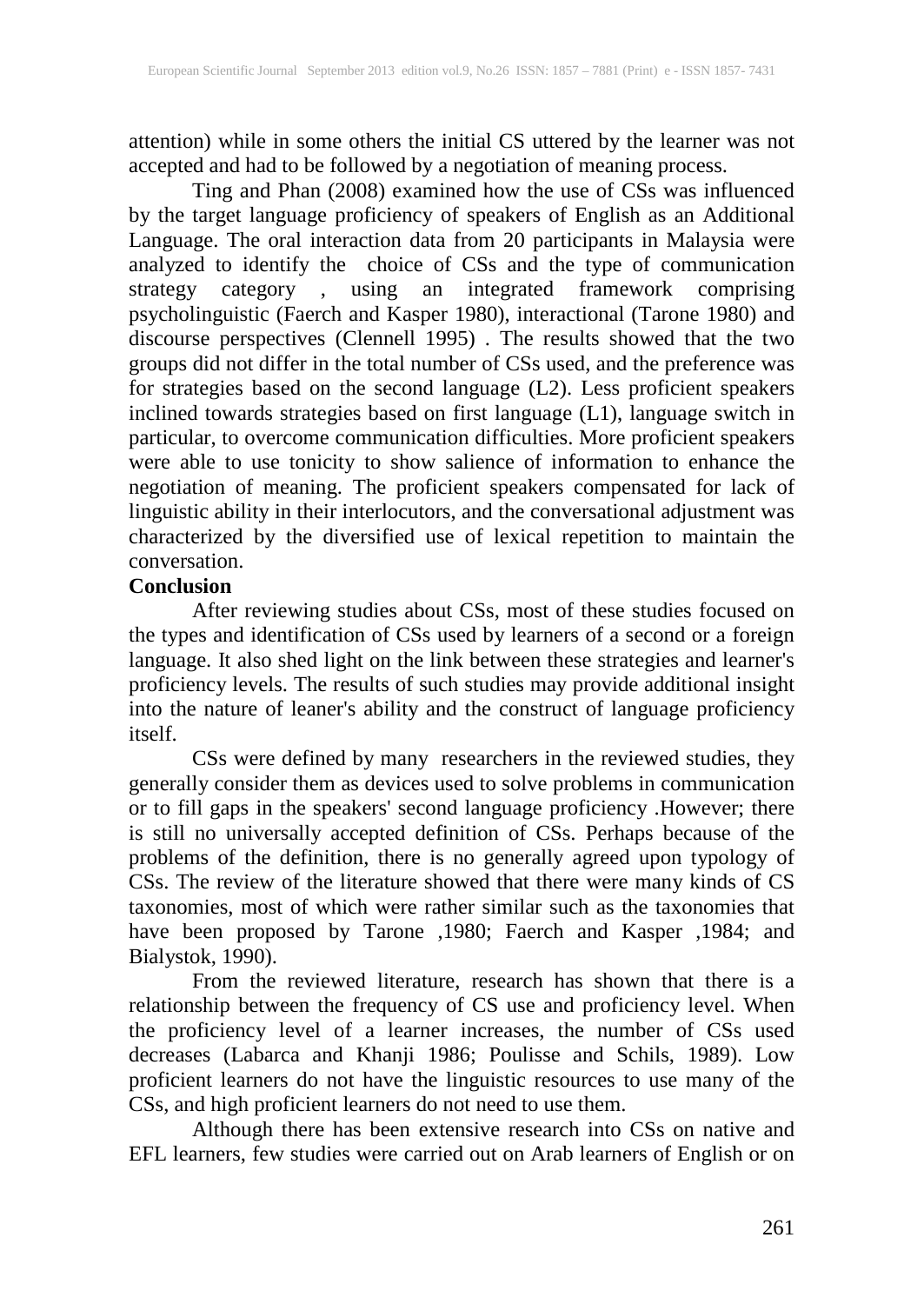attention) while in some others the initial CS uttered by the learner was not accepted and had to be followed by a negotiation of meaning process.

Ting and Phan (2008) examined how the use of CSs was influenced by the target language proficiency of speakers of English as an Additional Language. The oral interaction data from 20 participants in Malaysia were analyzed to identify the choice of CSs and the type of communication strategy category , using an integrated framework comprising psycholinguistic (Faerch and Kasper 1980), interactional (Tarone 1980) and discourse perspectives (Clennell 1995) . The results showed that the two groups did not differ in the total number of CSs used, and the preference was for strategies based on the second language (L2). Less proficient speakers inclined towards strategies based on first language (L1), language switch in particular, to overcome communication difficulties. More proficient speakers were able to use tonicity to show salience of information to enhance the negotiation of meaning. The proficient speakers compensated for lack of linguistic ability in their interlocutors, and the conversational adjustment was characterized by the diversified use of lexical repetition to maintain the conversation.

**Conclusion**

After reviewing studies about CSs, most of these studies focused on the types and identification of CSs used by learners of a second or a foreign language. It also shed light on the link between these strategies and learner's proficiency levels. The results of such studies may provide additional insight into the nature of leaner's ability and the construct of language proficiency itself.

CSs were defined by many researchers in the reviewed studies, they generally consider them as devices used to solve problems in communication or to fill gaps in the speakers' second language proficiency .However; there is still no universally accepted definition of CSs. Perhaps because of the problems of the definition, there is no generally agreed upon typology of CSs. The review of the literature showed that there were many kinds of CS taxonomies, most of which were rather similar such as the taxonomies that have been proposed by Tarone ,1980; Faerch and Kasper ,1984; and Bialystok, 1990).

From the reviewed literature, research has shown that there is a relationship between the frequency of CS use and proficiency level. When the proficiency level of a learner increases, the number of CSs used decreases (Labarca and Khanji 1986; Poulisse and Schils, 1989). Low proficient learners do not have the linguistic resources to use many of the CSs, and high proficient learners do not need to use them.

Although there has been extensive research into CSs on native and EFL learners, few studies were carried out on Arab learners of English or on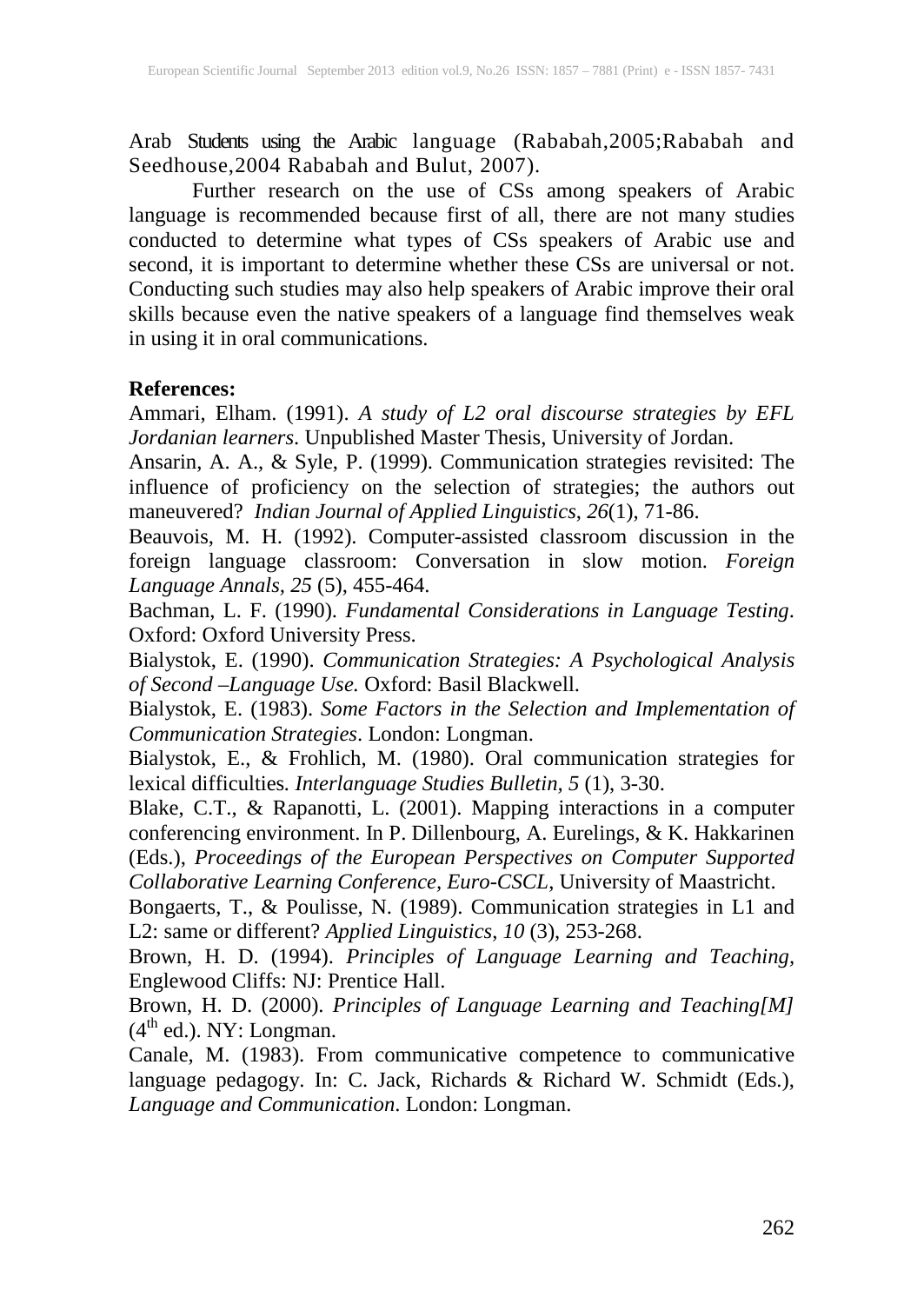Arab Students using the Arabic language (Rababah,2005;Rababah and Seedhouse,2004 Rababah and Bulut, 2007).

Further research on the use of CSs among speakers of Arabic language is recommended because first of all, there are not many studies conducted to determine what types of CSs speakers of Arabic use and second, it is important to determine whether these CSs are universal or not. Conducting such studies may also help speakers of Arabic improve their oral skills because even the native speakers of a language find themselves weak in using it in oral communications.

**References:**

Ammari, Elham. (1991). *A study of L2 oral discourse strategies by EFL Jordanian learners*. Unpublished Master Thesis, University of Jordan.

Ansarin, A. A., & Syle, P. (1999). Communication strategies revisited: The influence of proficiency on the selection of strategies; the authors out maneuvered? *Indian Journal of Applied Linguistics*, *26*(1), 71-86.

Beauvois, M. H. (1992). Computer-assisted classroom discussion in the foreign language classroom: Conversation in slow motion. *Foreign Language Annals, 25* (5), 455-464.

Bachman, L. F. (1990). *Fundamental Considerations in Language Testing*. Oxford: Oxford University Press.

Bialystok, E. (1990). *Communication Strategies: A Psychological Analysis of Second –Language Use.* Oxford: Basil Blackwell.

Bialystok, E. (1983). *Some Factors in the Selection and Implementation of Communication Strategies*. London: Longman.

Bialystok, E., & Frohlich, M. (1980). Oral communication strategies for lexical difficulties*. Interlanguage Studies Bulletin, 5* (1), 3-30.

Blake, C.T., & Rapanotti, L. (2001). Mapping interactions in a computer conferencing environment. In P. Dillenbourg, A. Eurelings, & K. Hakkarinen (Eds.), *Proceedings of the European Perspectives on Computer Supported Collaborative Learning Conference, Euro-CSCL*, University of Maastricht.

Bongaerts, T., & Poulisse, N. (1989). Communication strategies in L1 and L2: same or different? *Applied Linguistics*, *10* (3), 253-268.

Brown, H. D. (1994). *Principles of Language Learning and Teaching,* Englewood Cliffs: NJ: Prentice Hall.

Brown, H. D. (2000). *Principles of Language Learning and Teaching[M]* (4th ed.). NY: Longman.

Canale, M. (1983). From communicative competence to communicative language pedagogy. In: C. Jack, Richards & Richard W. Schmidt (Eds.), *Language and Communication*. London: Longman.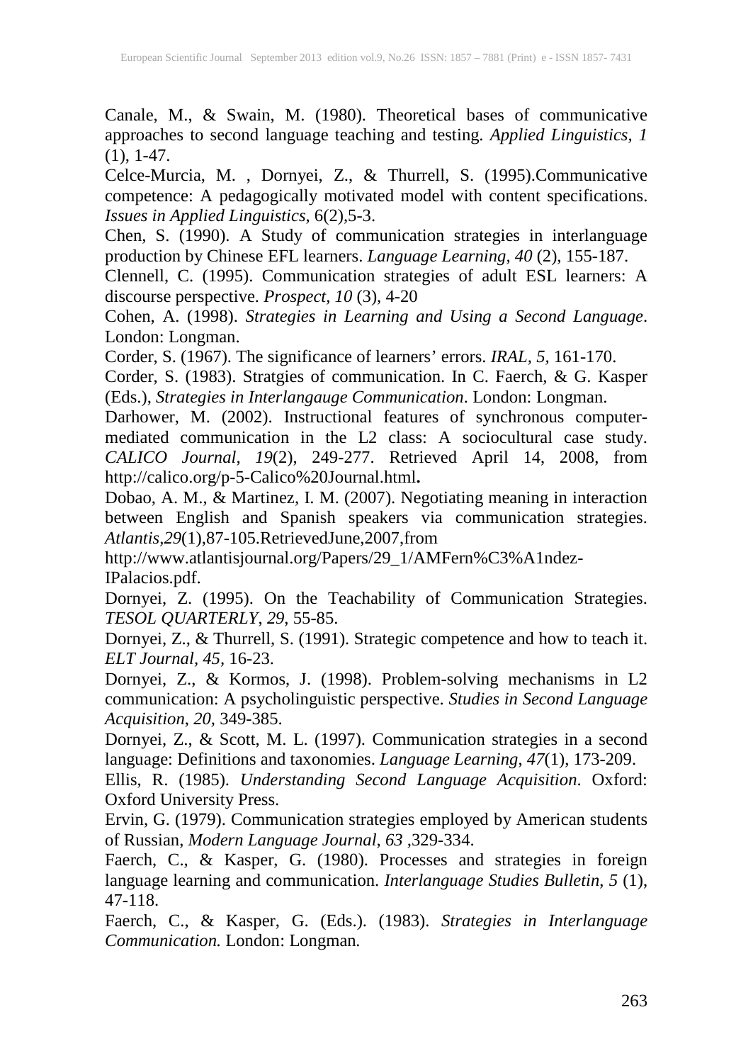Canale, M., & Swain, M. (1980). Theoretical bases of communicative approaches to second language teaching and testing. *Applied Linguistics, 1* (1), 1-47.

Celce-Murcia, M. , Dornyei, Z., & Thurrell, S. (1995).Communicative competence: A pedagogically motivated model with content specifications. *Issues in Applied Linguistics*, 6(2),5-3.

Chen, S. (1990). A Study of communication strategies in interlanguage production by Chinese EFL learners. *Language Learning, 40* (2), 155-187.

Clennell, C. (1995). Communication strategies of adult ESL learners: A discourse perspective. *Prospect, 10* (3), 4-20

Cohen, A. (1998). *Strategies in Learning and Using a Second Language*. London: Longman.

Corder, S. (1967). The significance of learners' errors. *IRAL, 5*, 161-170.

Corder, S. (1983). Stratgies of communication. In C. Faerch, & G. Kasper (Eds.), *Strategies in Interlangauge Communication*. London: Longman.

Darhower, M. (2002). Instructional features of synchronous computer-mediated communication in the L2 class: A sociocultural case study. *CALICO Journal, 19*(2), 249-277. Retrieved April 14, 2008, from http://calico.org/p-5-Calico%20Journal.html**.**

Dobao, A. M., & Martinez, I. M. (2007). Negotiating meaning in interaction between English and Spanish speakers via communication strategies. *Atlantis*,*29*(1),87-105.RetrievedJune,2007,from http://www.atlantisjournal.org/Papers/29_1/AMFern%C3%A1ndez-IPalacios.pdf.

Dornyei, Z. (1995). On the Teachability of Communication Strategies. *TESOL QUARTERLY, 29*, 55-85.

Dornyei, Z., & Thurrell, S. (1991). Strategic competence and how to teach it. *ELT Journal, 45*, 16-23.

Dornyei, Z., & Kormos, J. (1998). Problem-solving mechanisms in L2 communication: A psycholinguistic perspective. *Studies in Second Language Acquisition, 20*, 349-385.

Dornyei, Z., & Scott, M. L. (1997). Communication strategies in a second language: Definitions and taxonomies. *Language Learning, 47*(1), 173-209.

Ellis, R. (1985). *Understanding Second Language Acquisition*. Oxford: Oxford University Press.

Ervin, G. (1979). Communication strategies employed by American students of Russian, *Modern Language Journal, 63* ,329-334.

Faerch, C., & Kasper, G. (1980). Processes and strategies in foreign language learning and communication. *Interlanguage Studies Bulletin, 5* (1), 47-118.

Faerch, C., & Kasper, G. (Eds.). (1983). *Strategies in Interlanguage Communication.* London: Longman.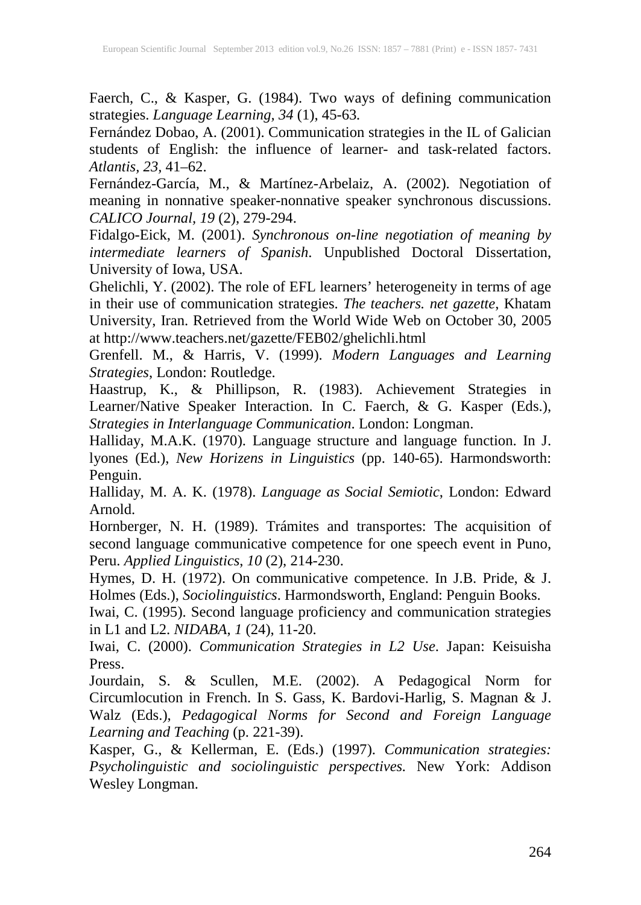Faerch, C., & Kasper, G. (1984). Two ways of defining communication strategies. *Language Learning, 34* (1), 45-63.

Fernández Dobao, A. (2001). Communication strategies in the IL of Galician students of English: the influence of learner- and task-related factors. *Atlantis, 23*, 41–62.

Fernández-García, M., & Martínez-Arbelaiz, A. (2002). Negotiation of meaning in nonnative speaker-nonnative speaker synchronous discussions. *CALICO Journal, 19* (2), 279-294.

Fidalgo-Eick, M. (2001). *Synchronous on-line negotiation of meaning by intermediate learners of Spanish*. Unpublished Doctoral Dissertation, University of Iowa, USA.

Ghelichli, Y. (2002). The role of EFL learners' heterogeneity in terms of age in their use of communication strategies. *The teachers. net gazette*, Khatam University, Iran. Retrieved from the World Wide Web on October 30, 2005 at http://www.teachers.net/gazette/FEB02/ghelichli.html

Grenfell. M., & Harris, V. (1999). *Modern Languages and Learning Strategies*, London: Routledge.

Haastrup, K., & Phillipson, R. (1983). Achievement Strategies in Learner/Native Speaker Interaction. In C. Faerch, & G. Kasper (Eds.), *Strategies in Interlanguage Communication*. London: Longman.

Halliday, M.A.K. (1970). Language structure and language function. In J. lyones (Ed.), *New Horizens in Linguistics* (pp. 140-65). Harmondsworth: Penguin.

Halliday, M. A. K. (1978). *Language as Social Semiotic*, London: Edward Arnold.

Hornberger, N. H. (1989). Trámites and transportes: The acquisition of second language communicative competence for one speech event in Puno, Peru. *Applied Linguistics, 10* (2), 214-230.

Hymes, D. H. (1972). On communicative competence. In J.B. Pride, & J. Holmes (Eds.), *Sociolinguistics*. Harmondsworth, England: Penguin Books.

Iwai, C. (1995). Second language proficiency and communication strategies in L1 and L2. *NIDABA, 1* (24), 11-20.

Iwai, C. (2000). *Communication Strategies in L2 Use*. Japan: Keisuisha Press.

Jourdain, S. & Scullen, M.E. (2002). A Pedagogical Norm for Circumlocution in French. In S. Gass, K. Bardovi-Harlig, S. Magnan & J. Walz (Eds.), *Pedagogical Norms for Second and Foreign Language Learning and Teaching* (p. 221-39).

Kasper, G., & Kellerman, E. (Eds.) (1997). *Communication strategies: Psycholinguistic and sociolinguistic perspectives.* New York: Addison Wesley Longman.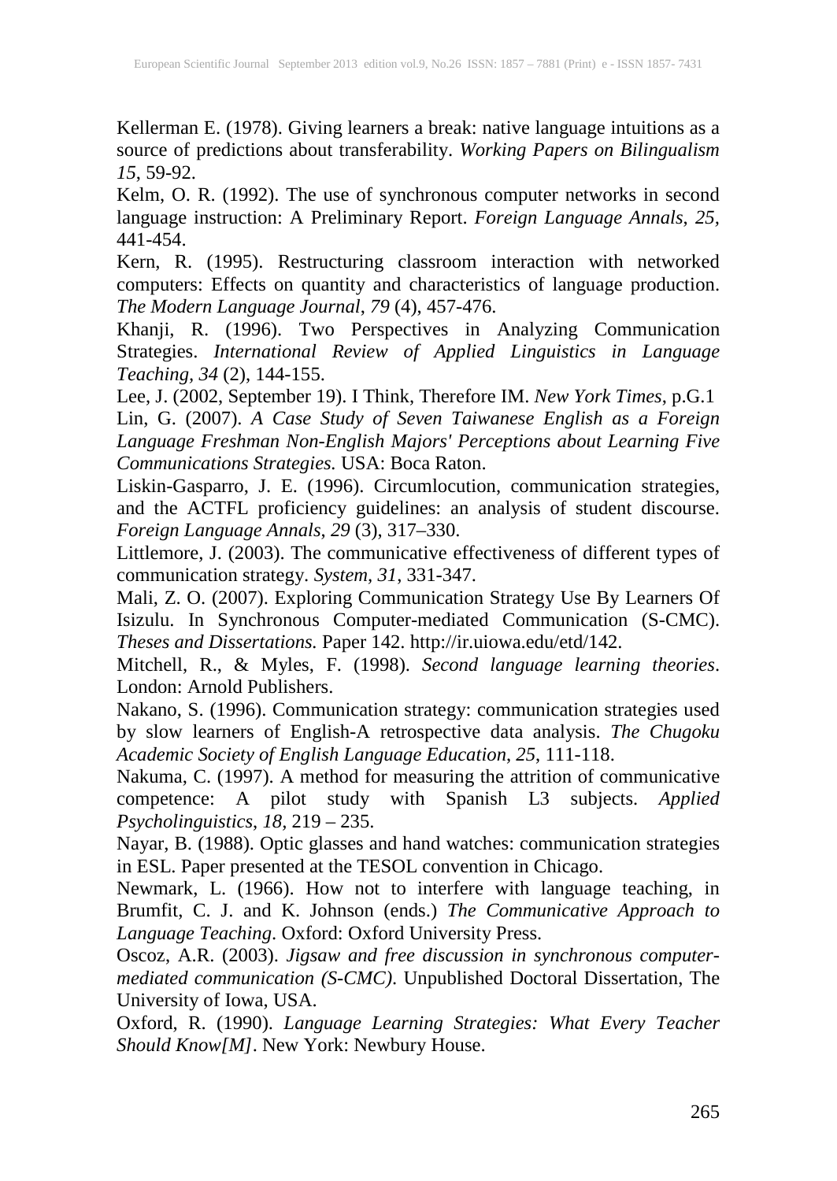Kellerman E. (1978). Giving learners a break: native language intuitions as a source of predictions about transferability. *Working Papers on Bilingualism 15*, 59-92.

Kelm, O. R. (1992). The use of synchronous computer networks in second language instruction: A Preliminary Report. *Foreign Language Annals*, *25*, 441-454.

Kern, R. (1995). Restructuring classroom interaction with networked computers: Effects on quantity and characteristics of language production. *The Modern Language Journal*, *79* (4), 457-476.

Khanji, R. (1996). Two Perspectives in Analyzing Communication Strategies. *International Review of Applied Linguistics in Language Teaching*, *34* (2), 144-155.

Lee, J. (2002, September 19). I Think, Therefore IM. *New York Times*, p.G.1

Lin, G. (2007). *A Case Study of Seven Taiwanese English as a Foreign Language Freshman Non-English Majors' Perceptions about Learning Five Communications Strategies.* USA: Boca Raton.

Liskin-Gasparro, J. E. (1996). Circumlocution, communication strategies, and the ACTFL proficiency guidelines: an analysis of student discourse. *Foreign Language Annals*, *29* (3), 317–330.

Littlemore, J. (2003). The communicative effectiveness of different types of communication strategy. *System, 31*, 331-347.

Mali, Z. O. (2007). Exploring Communication Strategy Use By Learners Of Isizulu. In Synchronous Computer-mediated Communication (S-CMC). *Theses and Dissertations.* Paper 142. http://ir.uiowa.edu/etd/142.

Mitchell, R., & Myles, F. (1998). *Second language learning theories*. London: Arnold Publishers.

Nakano, S. (1996). Communication strategy: communication strategies used by slow learners of English-A retrospective data analysis. *The Chugoku Academic Society of English Language Education*, *25*, 111-118.

Nakuma, C. (1997). A method for measuring the attrition of communicative competence: A pilot study with Spanish L3 subjects. *Applied Psycholinguistics*, *18*, 219 – 235.

Nayar, B. (1988). Optic glasses and hand watches: communication strategies in ESL. Paper presented at the TESOL convention in Chicago.

Newmark, L. (1966). How not to interfere with language teaching, in Brumfit, C. J. and K. Johnson (ends.) *The Communicative Approach to Language Teaching*. Oxford: Oxford University Press.

Oscoz, A.R. (2003). *Jigsaw and free discussion in synchronous computer-mediated communication (S-CMC)*. Unpublished Doctoral Dissertation, The University of Iowa, USA.

Oxford, R. (1990). *Language Learning Strategies: What Every Teacher Should Know[M]*. New York: Newbury House.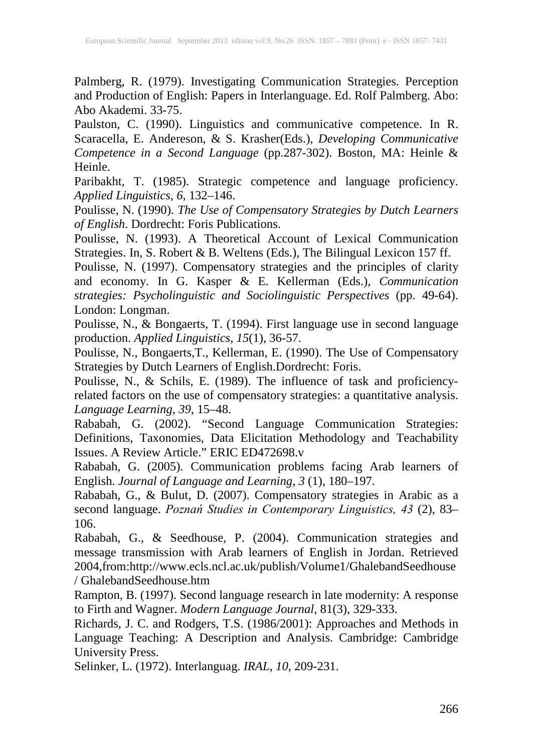Palmberg, R. (1979). Investigating Communication Strategies. Perception and Production of English: Papers in Interlanguage. Ed. Rolf Palmberg. Abo: Abo Akademi. 33-75.

Paulston, C. (1990). Linguistics and communicative competence. In R. Scaracella, E. Andereson, & S. Krasher(Eds.), *Developing Communicative Competence in a Second Language* (pp.287-302). Boston, MA: Heinle & Heinle.

Paribakht, T. (1985). Strategic competence and language proficiency. *Applied Linguistics*, *6*, 132–146.

Poulisse, N. (1990). *The Use of Compensatory Strategies by Dutch Learners of English*. Dordrecht: Foris Publications.

Poulisse, N. (1993). A Theoretical Account of Lexical Communication Strategies. In, S. Robert & B. Weltens (Eds.), The Bilingual Lexicon 157 ff.

Poulisse, N. (1997). Compensatory strategies and the principles of clarity and economy. In G. Kasper & E. Kellerman (Eds.), *Communication strategies: Psycholinguistic and Sociolinguistic Perspectives* (pp. 49-64). London: Longman.

Poulisse, N., & Bongaerts, T. (1994). First language use in second language production. *Applied Linguistics, 15*(1), 36-57.

Poulisse, N., Bongaerts,T., Kellerman, E. (1990). The Use of Compensatory Strategies by Dutch Learners of English.Dordrecht: Foris.

Poulisse, N., & Schils, E. (1989). The influence of task and proficiency-related factors on the use of compensatory strategies: a quantitative analysis. *Language Learning*, *39*, 15–48.

Rababah, G. (2002). "Second Language Communication Strategies: Definitions, Taxonomies, Data Elicitation Methodology and Teachability Issues. A Review Article." ERIC ED472698.v

Rababah, G. (2005). Communication problems facing Arab learners of English. *Journal of Language and Learning*, *3* (1), 180–197.

Rababah, G., & Bulut, D. (2007). Compensatory strategies in Arabic as a second language. *Poznań Studies in Contemporary Linguistics, 43* (2), 83–106.

Rababah, G., & Seedhouse, P. (2004). Communication strategies and message transmission with Arab learners of English in Jordan. Retrieved 2004,from:http://www.ecls.ncl.ac.uk/publish/Volume1/GhalebandSeedhouse / GhalebandSeedhouse.htm

Rampton, B. (1997). Second language research in late modernity: A response to Firth and Wagner. *Modern Language Journal*, 81(3), 329-333.

Richards, J. C. and Rodgers, T.S. (1986/2001): Approaches and Methods in Language Teaching: A Description and Analysis. Cambridge: Cambridge University Press.

Selinker, L. (1972). Interlanguag. *IRAL*, *10*, 209-231.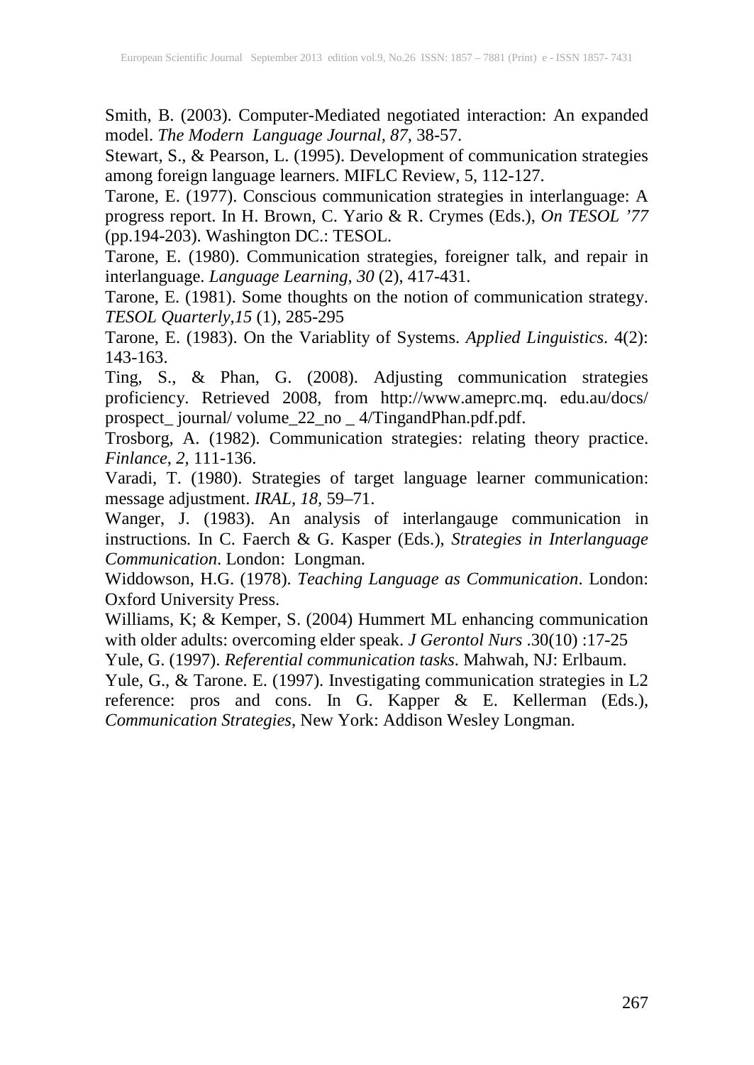Smith, B. (2003). Computer-Mediated negotiated interaction: An expanded model. *The Modern Language Journal, 87*, 38-57.

Stewart, S., & Pearson, L. (1995). Development of communication strategies among foreign language learners. MIFLC Review, 5, 112-127.

Tarone, E. (1977). Conscious communication strategies in interlanguage: A progress report. In H. Brown, C. Yario & R. Crymes (Eds.), *On TESOL '77* (pp.194-203). Washington DC.: TESOL.

Tarone, E. (1980). Communication strategies, foreigner talk, and repair in interlanguage. *Language Learning*, *30* (2), 417-431.

Tarone, E. (1981). Some thoughts on the notion of communication strategy. *TESOL Quarterly,15* (1), 285-295

Tarone, E. (1983). On the Variablity of Systems. *Applied Linguistics*. 4(2): 143-163.

Ting, S., & Phan, G. (2008). Adjusting communication strategies proficiency. Retrieved 2008, from http://www.ameprc.mq. edu.au/docs/ prospect_ journal/ volume_22_no _ 4/TingandPhan.pdf.pdf.

Trosborg, A. (1982). Communication strategies: relating theory practice. *Finlance, 2,* 111-136.

Varadi, T. (1980). Strategies of target language learner communication: message adjustment. *IRAL, 18*, 59–71.

Wanger, J. (1983). An analysis of interlangauge communication in instructions*.* In C. Faerch & G. Kasper (Eds.), *Strategies in Interlanguage Communication*. London: Longman.

Widdowson, H.G. (1978). *Teaching Language as Communication*. London: Oxford University Press.

Williams, K; & Kemper, S. (2004) Hummert ML enhancing communication with older adults: overcoming elder speak. *J Gerontol Nurs* .30(10) :17-25

Yule, G. (1997). *Referential communication tasks*. Mahwah, NJ: Erlbaum.

Yule, G., & Tarone. E. (1997). Investigating communication strategies in L2 reference: pros and cons. In G. Kapper & E. Kellerman (Eds.), *Communication Strategies*, New York: Addison Wesley Longman.